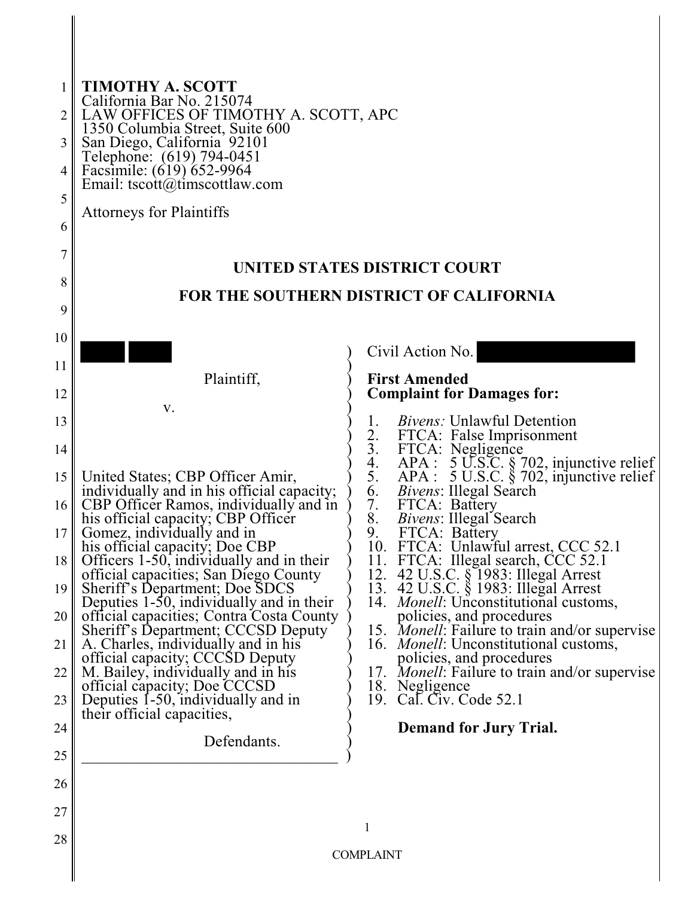**TIMOTHY A. SCOTT**
California Bar No. 215074
LAW OFFICES OF TIMOTHY A. SCOTT, APC
1350 Columbia Street, Suite 600
San Diego, California 92101
Telephone: (619) 794-0451
Facsimile: (619) 652-9964
Email: tscott@timscottlaw.com

Attorneys for Plaintiffs

**UNITED STATES DISTRICT COURT**

**FOR THE SOUTHERN DISTRICT OF CALIFORNIA**

█████ █████,

Plaintiff,

v.

United States; CBP Officer Amir, individually and in his official capacity; CBP Officer Ramos, individually and in his official capacity; CBP Officer Gomez, individually and in his official capacity; Doe CBP Officers 1-50, individually and in their official capacities; San Diego County Sheriff's Department; Doe SDCS Deputies 1-50, individually and in their official capacities; Contra Costa County Sheriff's Department; CCCSD Deputy A. Charles, individually and in his official capacity; CCCSD Deputy M. Bailey, individually and in his official capacity; Doe CCCSD Deputies 1-50, individually and in their official capacities,

Defendants.

Civil Action No. ██████████

**First Amended Complaint for Damages for:**

1. *Bivens:* Unlawful Detention
2. FTCA: False Imprisonment
3. FTCA: Negligence
4. APA : 5 U.S.C. § 702, injunctive relief
5. APA : 5 U.S.C. § 702, injunctive relief
6. *Bivens*: Illegal Search
7. FTCA: Battery
8. *Bivens*: Illegal Search
9. FTCA: Battery
10. FTCA: Unlawful arrest, CCC 52.1
11. FTCA: Illegal search, CCC 52.1
12. 42 U.S.C. § 1983: Illegal Arrest
13. 42 U.S.C. § 1983: Illegal Arrest
14. *Monell*: Unconstitutional customs, policies, and procedures
15. *Monell*: Failure to train and/or supervise
16. *Monell*: Unconstitutional customs, policies, and procedures
17. *Monell*: Failure to train and/or supervise
18. Negligence
19. Cal. Civ. Code 52.1

**Demand for Jury Trial.**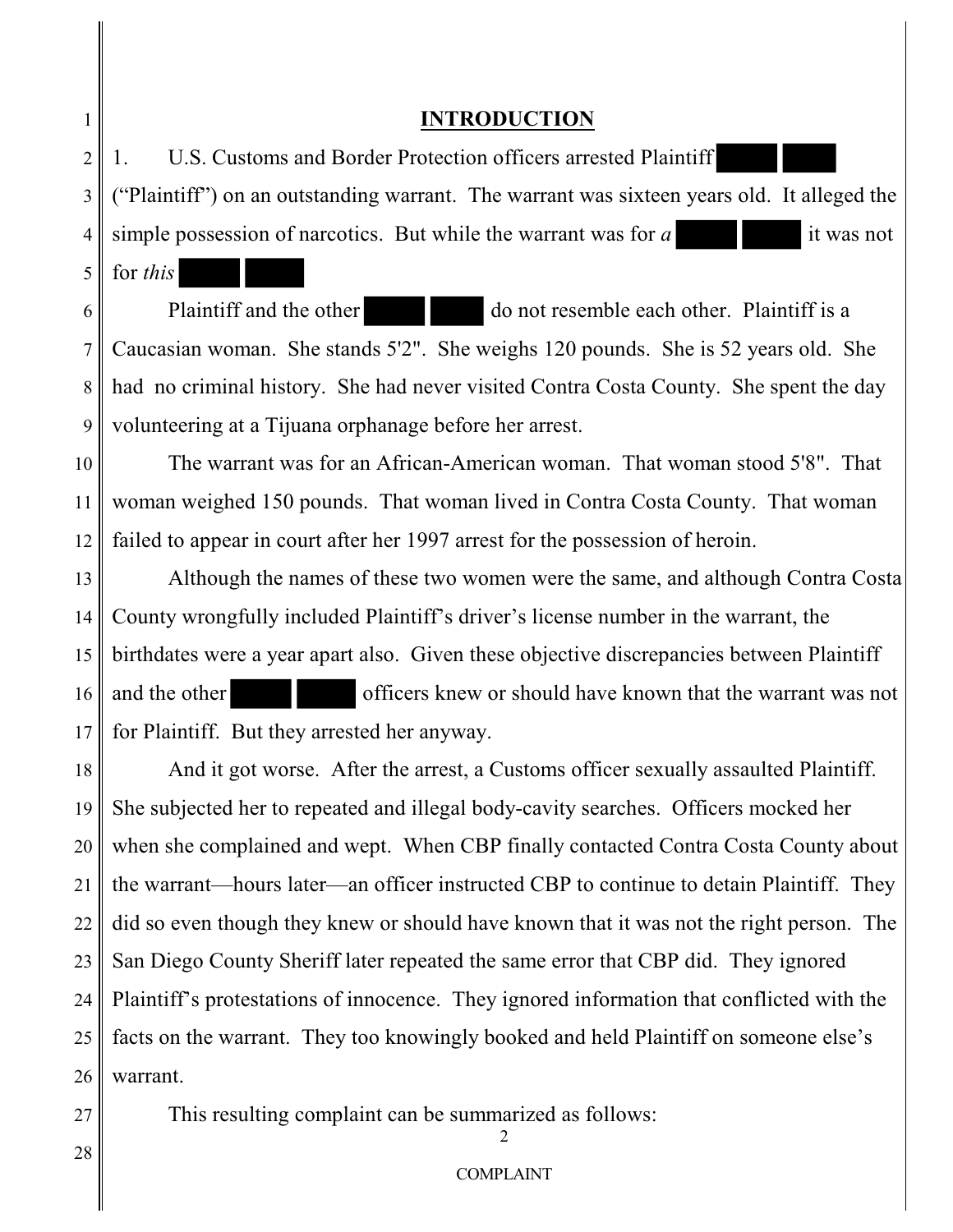## INTRODUCTION

1. U.S. Customs and Border Protection officers arrested Plaintiff ██████ ██████ ("Plaintiff") on an outstanding warrant. The warrant was sixteen years old. It alleged the simple possession of narcotics. But while the warrant was for *a* ██████ ██████ it was not for *this* ██████ ██████

Plaintiff and the other ██████ ██████ do not resemble each other. Plaintiff is a Caucasian woman. She stands 5'2". She weighs 120 pounds. She is 52 years old. She had no criminal history. She had never visited Contra Costa County. She spent the day volunteering at a Tijuana orphanage before her arrest.

The warrant was for an African-American woman. That woman stood 5'8". That woman weighed 150 pounds. That woman lived in Contra Costa County. That woman failed to appear in court after her 1997 arrest for the possession of heroin.

Although the names of these two women were the same, and although Contra Costa County wrongfully included Plaintiff's driver's license number in the warrant, the birthdates were a year apart also. Given these objective discrepancies between Plaintiff and the other ██████ ██████ officers knew or should have known that the warrant was not for Plaintiff. But they arrested her anyway.

And it got worse. After the arrest, a Customs officer sexually assaulted Plaintiff. She subjected her to repeated and illegal body-cavity searches. Officers mocked her when she complained and wept. When CBP finally contacted Contra Costa County about the warrant—hours later—an officer instructed CBP to continue to detain Plaintiff. They did so even though they knew or should have known that it was not the right person. The San Diego County Sheriff later repeated the same error that CBP did. They ignored Plaintiff's protestations of innocence. They ignored information that conflicted with the facts on the warrant. They too knowingly booked and held Plaintiff on someone else's warrant.

This resulting complaint can be summarized as follows: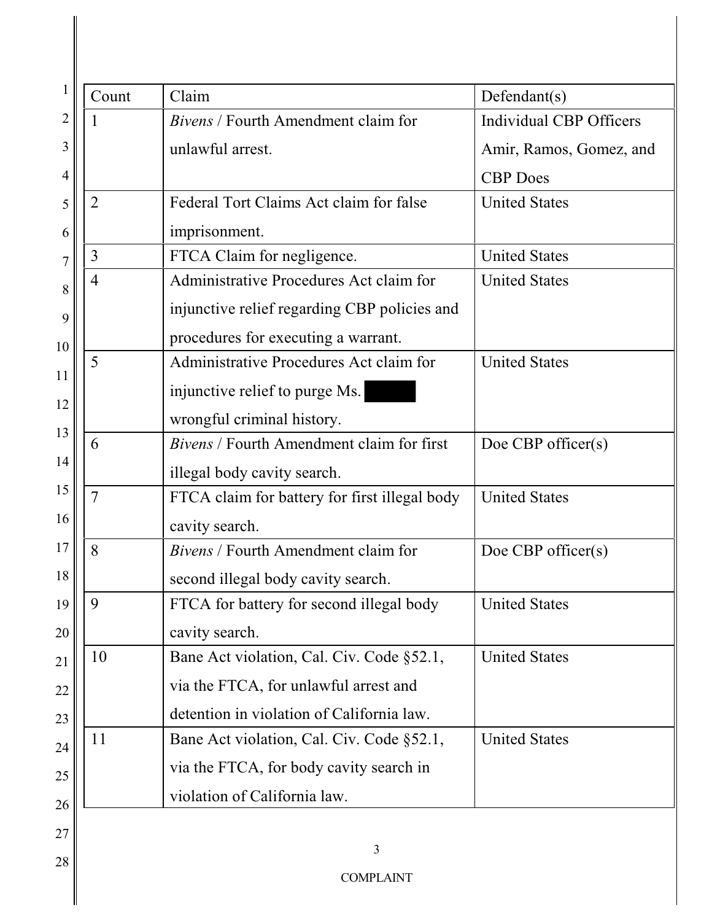| Count | Claim | Defendant(s) |
|---|---|---|
| 1 | *Bivens* / Fourth Amendment claim for unlawful arrest. | Individual CBP Officers Amir, Ramos, Gomez, and CBP Does |
| 2 | Federal Tort Claims Act claim for false imprisonment. | United States |
| 3 | FTCA Claim for negligence. | United States |
| 4 | Administrative Procedures Act claim for injunctive relief regarding CBP policies and procedures for executing a warrant. | United States |
| 5 | Administrative Procedures Act claim for injunctive relief to purge Ms. ██████ wrongful criminal history. | United States |
| 6 | *Bivens* / Fourth Amendment claim for first illegal body cavity search. | Doe CBP officer(s) |
| 7 | FTCA claim for battery for first illegal body cavity search. | United States |
| 8 | *Bivens* / Fourth Amendment claim for second illegal body cavity search. | Doe CBP officer(s) |
| 9 | FTCA for battery for second illegal body cavity search. | United States |
| 10 | Bane Act violation, Cal. Civ. Code §52.1, via the FTCA, for unlawful arrest and detention in violation of California law. | United States |
| 11 | Bane Act violation, Cal. Civ. Code §52.1, via the FTCA, for body cavity search in violation of California law. | United States |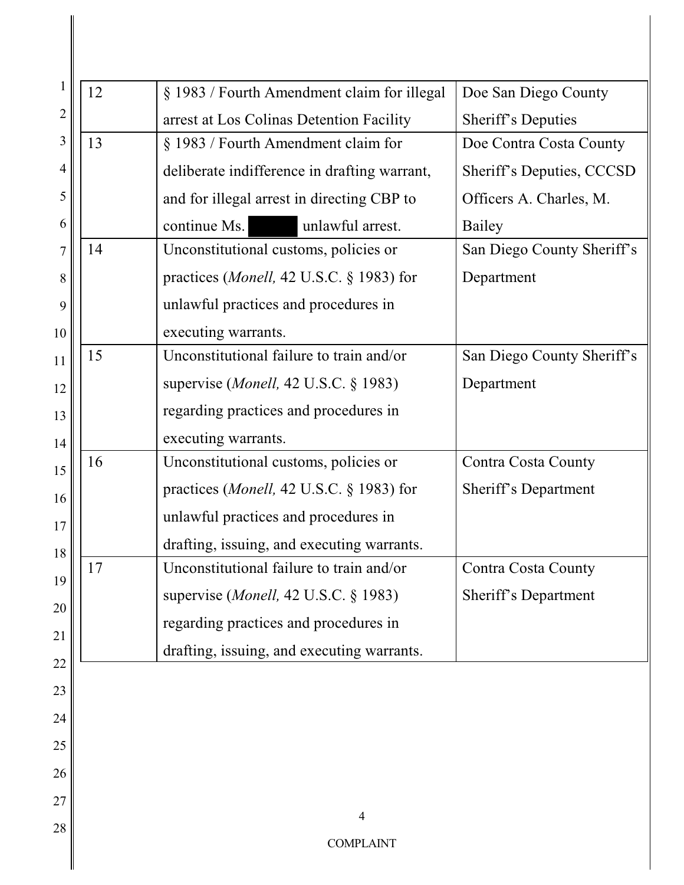| 12 | § 1983 / Fourth Amendment claim for illegal arrest at Los Colinas Detention Facility | Doe San Diego County Sheriff's Deputies |
|---|---|---|
| 13 | § 1983 / Fourth Amendment claim for deliberate indifference in drafting warrant, and for illegal arrest in directing CBP to continue Ms. ██████ unlawful arrest. | Doe Contra Costa County Sheriff's Deputies, CCCSD Officers A. Charles, M. Bailey |
| 14 | Unconstitutional customs, policies or practices (*Monell,* 42 U.S.C. § 1983) for unlawful practices and procedures in executing warrants. | San Diego County Sheriff's Department |
| 15 | Unconstitutional failure to train and/or supervise (*Monell,* 42 U.S.C. § 1983) regarding practices and procedures in executing warrants. | San Diego County Sheriff's Department |
| 16 | Unconstitutional customs, policies or practices (*Monell,* 42 U.S.C. § 1983) for unlawful practices and procedures in drafting, issuing, and executing warrants. | Contra Costa County Sheriff's Department |
| 17 | Unconstitutional failure to train and/or supervise (*Monell,* 42 U.S.C. § 1983) regarding practices and procedures in drafting, issuing, and executing warrants. | Contra Costa County Sheriff's Department |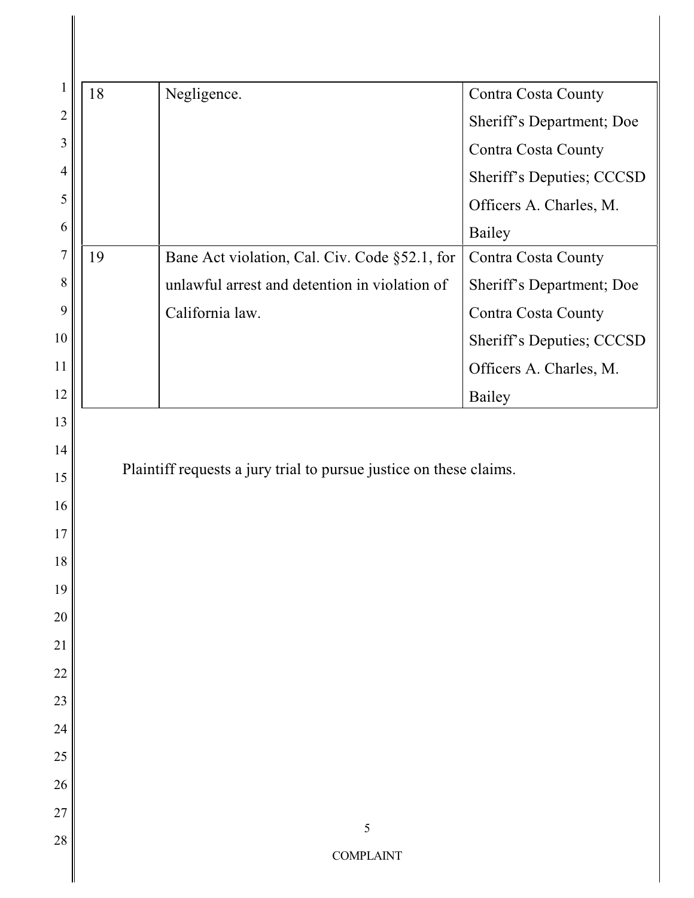| | | |
|---|---|---|
| 18 | Negligence. | Contra Costa County Sheriff's Department; Doe Contra Costa County Sheriff's Deputies; CCCSD Officers A. Charles, M. Bailey |
| 19 | Bane Act violation, Cal. Civ. Code §52.1, for unlawful arrest and detention in violation of California law. | Contra Costa County Sheriff's Department; Doe Contra Costa County Sheriff's Deputies; CCCSD Officers A. Charles, M. Bailey |

Plaintiff requests a jury trial to pursue justice on these claims.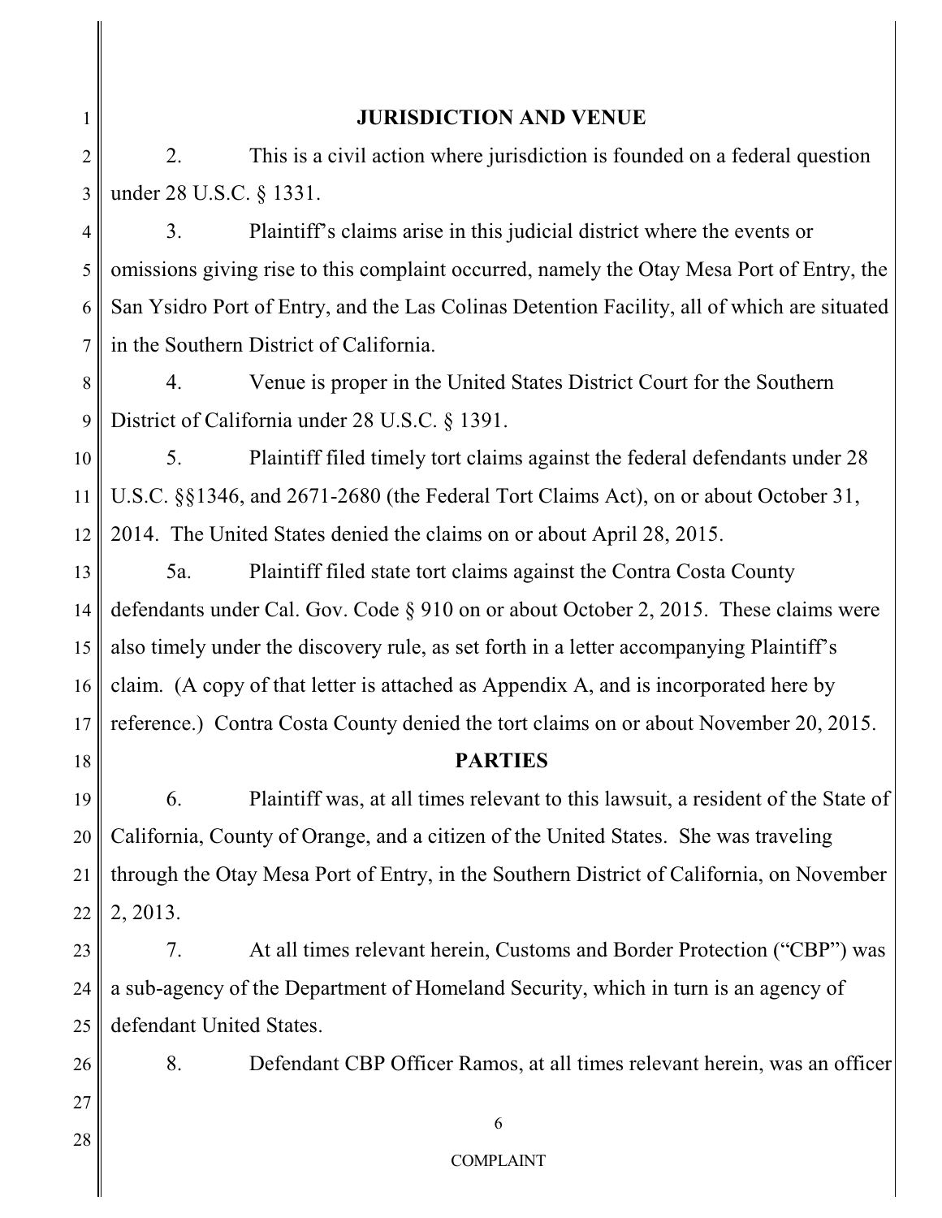## JURISDICTION AND VENUE

2. This is a civil action where jurisdiction is founded on a federal question under 28 U.S.C. § 1331.

3. Plaintiff's claims arise in this judicial district where the events or omissions giving rise to this complaint occurred, namely the Otay Mesa Port of Entry, the San Ysidro Port of Entry, and the Las Colinas Detention Facility, all of which are situated in the Southern District of California.

4. Venue is proper in the United States District Court for the Southern District of California under 28 U.S.C. § 1391.

5. Plaintiff filed timely tort claims against the federal defendants under 28 U.S.C. §§1346, and 2671-2680 (the Federal Tort Claims Act), on or about October 31, 2014. The United States denied the claims on or about April 28, 2015.

5a. Plaintiff filed state tort claims against the Contra Costa County defendants under Cal. Gov. Code § 910 on or about October 2, 2015. These claims were also timely under the discovery rule, as set forth in a letter accompanying Plaintiff's claim. (A copy of that letter is attached as Appendix A, and is incorporated here by reference.) Contra Costa County denied the tort claims on or about November 20, 2015.

## PARTIES

6. Plaintiff was, at all times relevant to this lawsuit, a resident of the State of California, County of Orange, and a citizen of the United States. She was traveling through the Otay Mesa Port of Entry, in the Southern District of California, on November 2, 2013.

7. At all times relevant herein, Customs and Border Protection ("CBP") was a sub-agency of the Department of Homeland Security, which in turn is an agency of defendant United States.

8. Defendant CBP Officer Ramos, at all times relevant herein, was an officer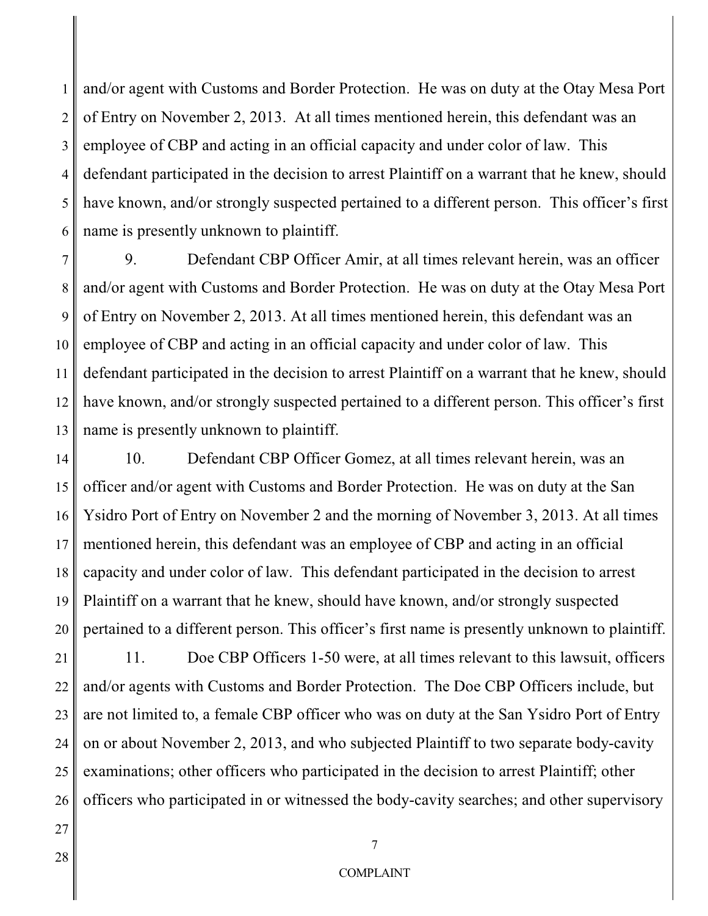and/or agent with Customs and Border Protection. He was on duty at the Otay Mesa Port of Entry on November 2, 2013. At all times mentioned herein, this defendant was an employee of CBP and acting in an official capacity and under color of law. This defendant participated in the decision to arrest Plaintiff on a warrant that he knew, should have known, and/or strongly suspected pertained to a different person. This officer's first name is presently unknown to plaintiff.

9. Defendant CBP Officer Amir, at all times relevant herein, was an officer and/or agent with Customs and Border Protection. He was on duty at the Otay Mesa Port of Entry on November 2, 2013. At all times mentioned herein, this defendant was an employee of CBP and acting in an official capacity and under color of law. This defendant participated in the decision to arrest Plaintiff on a warrant that he knew, should have known, and/or strongly suspected pertained to a different person. This officer's first name is presently unknown to plaintiff.

10. Defendant CBP Officer Gomez, at all times relevant herein, was an officer and/or agent with Customs and Border Protection. He was on duty at the San Ysidro Port of Entry on November 2 and the morning of November 3, 2013. At all times mentioned herein, this defendant was an employee of CBP and acting in an official capacity and under color of law. This defendant participated in the decision to arrest Plaintiff on a warrant that he knew, should have known, and/or strongly suspected pertained to a different person. This officer's first name is presently unknown to plaintiff.

11. Doe CBP Officers 1-50 were, at all times relevant to this lawsuit, officers and/or agents with Customs and Border Protection. The Doe CBP Officers include, but are not limited to, a female CBP officer who was on duty at the San Ysidro Port of Entry on or about November 2, 2013, and who subjected Plaintiff to two separate body-cavity examinations; other officers who participated in the decision to arrest Plaintiff; other officers who participated in or witnessed the body-cavity searches; and other supervisory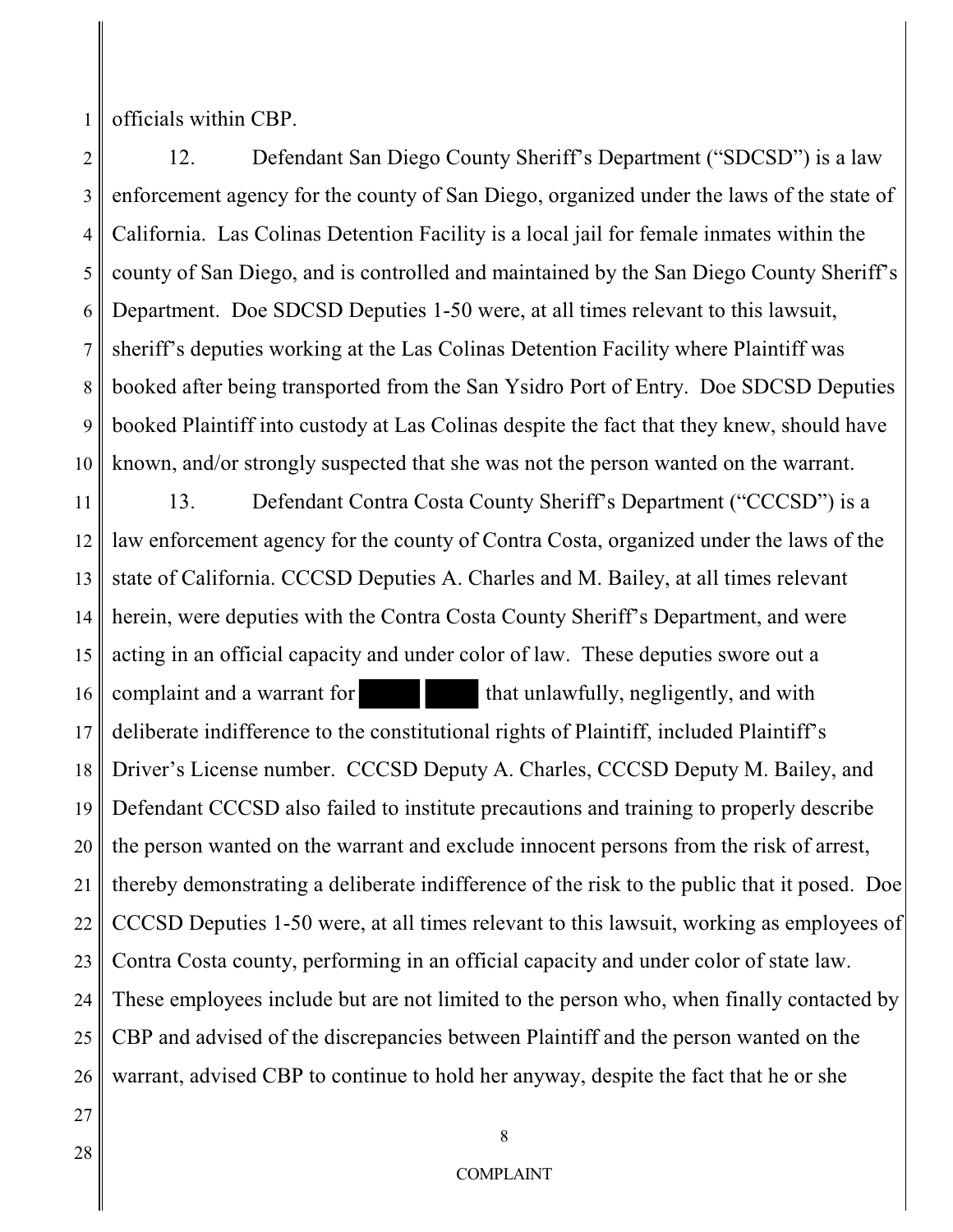officials within CBP.

12. Defendant San Diego County Sheriff's Department ("SDCSD") is a law enforcement agency for the county of San Diego, organized under the laws of the state of California. Las Colinas Detention Facility is a local jail for female inmates within the county of San Diego, and is controlled and maintained by the San Diego County Sheriff's Department. Doe SDCSD Deputies 1-50 were, at all times relevant to this lawsuit, sheriff's deputies working at the Las Colinas Detention Facility where Plaintiff was booked after being transported from the San Ysidro Port of Entry. Doe SDCSD Deputies booked Plaintiff into custody at Las Colinas despite the fact that they knew, should have known, and/or strongly suspected that she was not the person wanted on the warrant.

13. Defendant Contra Costa County Sheriff's Department ("CCCSD") is a law enforcement agency for the county of Contra Costa, organized under the laws of the state of California. CCCSD Deputies A. Charles and M. Bailey, at all times relevant herein, were deputies with the Contra Costa County Sheriff's Department, and were acting in an official capacity and under color of law. These deputies swore out a complaint and a warrant for ████ ████ that unlawfully, negligently, and with deliberate indifference to the constitutional rights of Plaintiff, included Plaintiff's Driver's License number. CCCSD Deputy A. Charles, CCCSD Deputy M. Bailey, and Defendant CCCSD also failed to institute precautions and training to properly describe the person wanted on the warrant and exclude innocent persons from the risk of arrest, thereby demonstrating a deliberate indifference of the risk to the public that it posed. Doe CCCSD Deputies 1-50 were, at all times relevant to this lawsuit, working as employees of Contra Costa county, performing in an official capacity and under color of state law. These employees include but are not limited to the person who, when finally contacted by CBP and advised of the discrepancies between Plaintiff and the person wanted on the warrant, advised CBP to continue to hold her anyway, despite the fact that he or she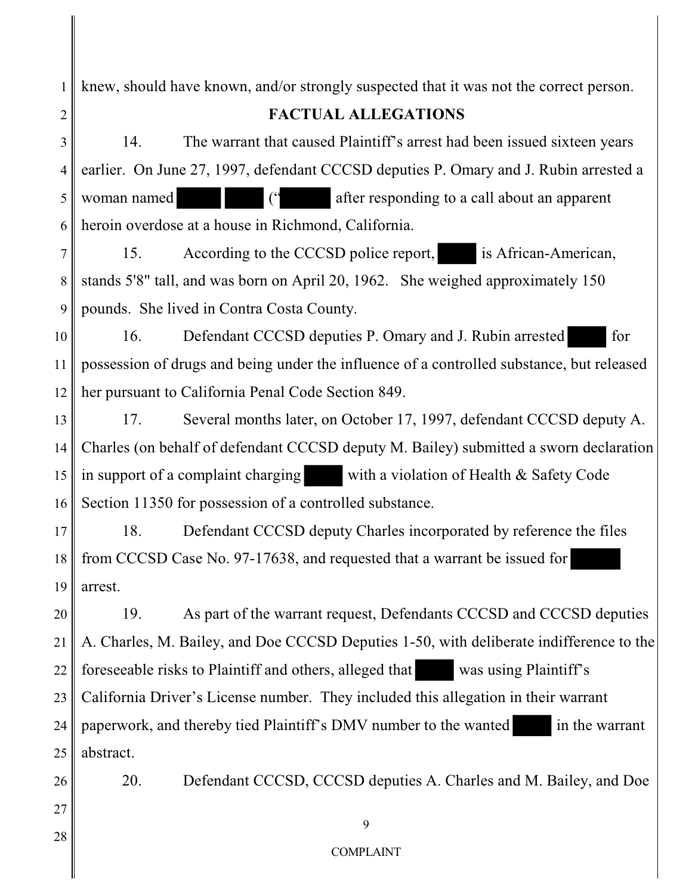knew, should have known, and/or strongly suspected that it was not the correct person.

## FACTUAL ALLEGATIONS

14. The warrant that caused Plaintiff's arrest had been issued sixteen years earlier. On June 27, 1997, defendant CCCSD deputies P. Omary and J. Rubin arrested a woman named ████ ████ ("████ after responding to a call about an apparent heroin overdose at a house in Richmond, California.

15. According to the CCCSD police report, ████ is African-American, stands 5'8" tall, and was born on April 20, 1962. She weighed approximately 150 pounds. She lived in Contra Costa County.

16. Defendant CCCSD deputies P. Omary and J. Rubin arrested ████ for possession of drugs and being under the influence of a controlled substance, but released her pursuant to California Penal Code Section 849.

17. Several months later, on October 17, 1997, defendant CCCSD deputy A. Charles (on behalf of defendant CCCSD deputy M. Bailey) submitted a sworn declaration in support of a complaint charging ████ with a violation of Health & Safety Code Section 11350 for possession of a controlled substance.

18. Defendant CCCSD deputy Charles incorporated by reference the files from CCCSD Case No. 97-17638, and requested that a warrant be issued for ████ arrest.

19. As part of the warrant request, Defendants CCCSD and CCCSD deputies A. Charles, M. Bailey, and Doe CCCSD Deputies 1-50, with deliberate indifference to the foreseeable risks to Plaintiff and others, alleged that ████ was using Plaintiff's California Driver's License number. They included this allegation in their warrant paperwork, and thereby tied Plaintiff's DMV number to the wanted ████ in the warrant abstract.

20. Defendant CCCSD, CCCSD deputies A. Charles and M. Bailey, and Doe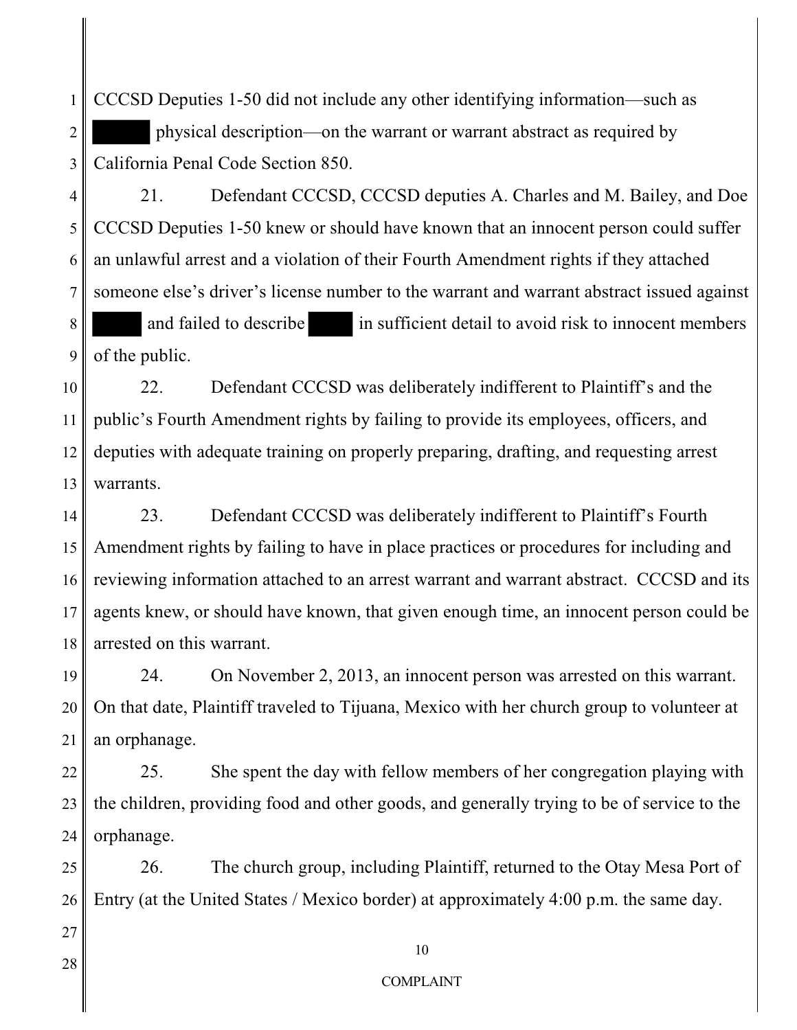CCCSD Deputies 1-50 did not include any other identifying information—such as ██████ physical description—on the warrant or warrant abstract as required by California Penal Code Section 850.

21. Defendant CCCSD, CCCSD deputies A. Charles and M. Bailey, and Doe CCCSD Deputies 1-50 knew or should have known that an innocent person could suffer an unlawful arrest and a violation of their Fourth Amendment rights if they attached someone else's driver's license number to the warrant and warrant abstract issued against ██████ and failed to describe ██████ in sufficient detail to avoid risk to innocent members of the public.

22. Defendant CCCSD was deliberately indifferent to Plaintiff's and the public's Fourth Amendment rights by failing to provide its employees, officers, and deputies with adequate training on properly preparing, drafting, and requesting arrest warrants.

23. Defendant CCCSD was deliberately indifferent to Plaintiff's Fourth Amendment rights by failing to have in place practices or procedures for including and reviewing information attached to an arrest warrant and warrant abstract. CCCSD and its agents knew, or should have known, that given enough time, an innocent person could be arrested on this warrant.

24. On November 2, 2013, an innocent person was arrested on this warrant. On that date, Plaintiff traveled to Tijuana, Mexico with her church group to volunteer at an orphanage.

25. She spent the day with fellow members of her congregation playing with the children, providing food and other goods, and generally trying to be of service to the orphanage.

26. The church group, including Plaintiff, returned to the Otay Mesa Port of Entry (at the United States / Mexico border) at approximately 4:00 p.m. the same day.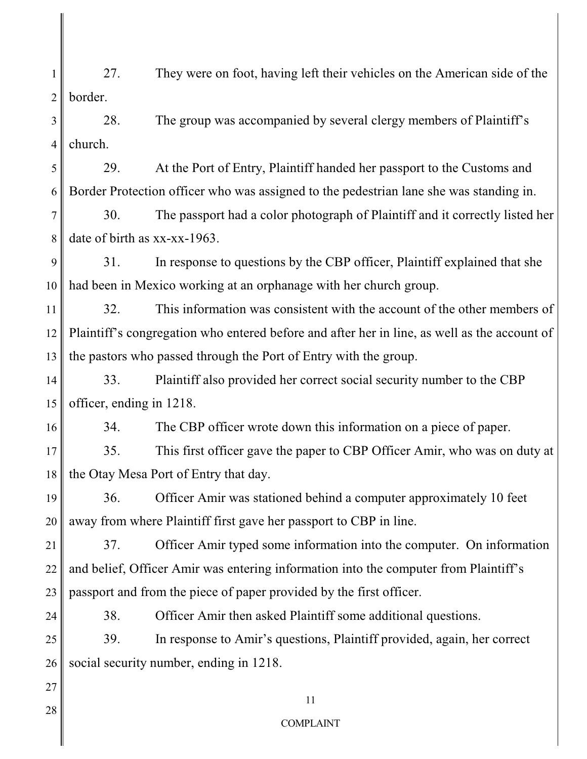27. They were on foot, having left their vehicles on the American side of the border.

28. The group was accompanied by several clergy members of Plaintiff's church.

29. At the Port of Entry, Plaintiff handed her passport to the Customs and Border Protection officer who was assigned to the pedestrian lane she was standing in.

30. The passport had a color photograph of Plaintiff and it correctly listed her date of birth as xx-xx-1963.

31. In response to questions by the CBP officer, Plaintiff explained that she had been in Mexico working at an orphanage with her church group.

32. This information was consistent with the account of the other members of Plaintiff's congregation who entered before and after her in line, as well as the account of the pastors who passed through the Port of Entry with the group.

33. Plaintiff also provided her correct social security number to the CBP officer, ending in 1218.

34. The CBP officer wrote down this information on a piece of paper.

35. This first officer gave the paper to CBP Officer Amir, who was on duty at the Otay Mesa Port of Entry that day.

36. Officer Amir was stationed behind a computer approximately 10 feet away from where Plaintiff first gave her passport to CBP in line.

37. Officer Amir typed some information into the computer. On information and belief, Officer Amir was entering information into the computer from Plaintiff's passport and from the piece of paper provided by the first officer.

38. Officer Amir then asked Plaintiff some additional questions.

39. In response to Amir's questions, Plaintiff provided, again, her correct social security number, ending in 1218.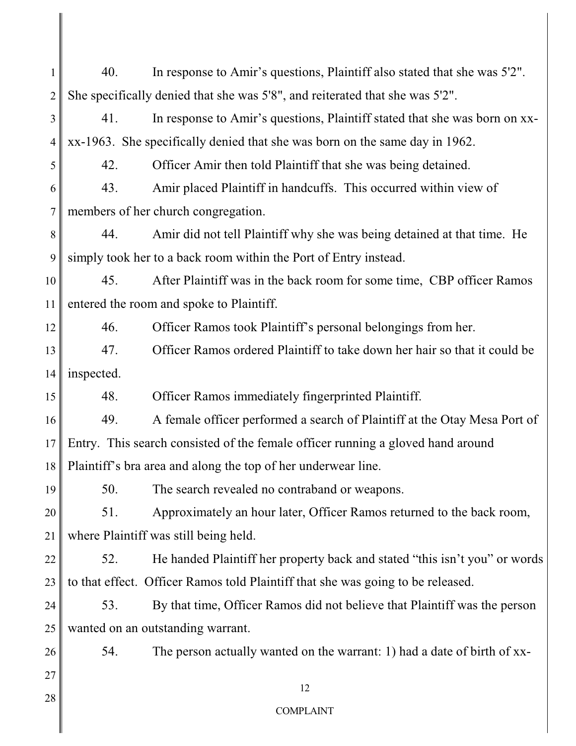40. In response to Amir's questions, Plaintiff also stated that she was 5'2". She specifically denied that she was 5'8", and reiterated that she was 5'2".

41. In response to Amir's questions, Plaintiff stated that she was born on xx-xx-1963. She specifically denied that she was born on the same day in 1962.

42. Officer Amir then told Plaintiff that she was being detained.

43. Amir placed Plaintiff in handcuffs. This occurred within view of members of her church congregation.

44. Amir did not tell Plaintiff why she was being detained at that time. He simply took her to a back room within the Port of Entry instead.

45. After Plaintiff was in the back room for some time, CBP officer Ramos entered the room and spoke to Plaintiff.

46. Officer Ramos took Plaintiff's personal belongings from her.

47. Officer Ramos ordered Plaintiff to take down her hair so that it could be inspected.

48. Officer Ramos immediately fingerprinted Plaintiff.

49. A female officer performed a search of Plaintiff at the Otay Mesa Port of Entry. This search consisted of the female officer running a gloved hand around Plaintiff's bra area and along the top of her underwear line.

50. The search revealed no contraband or weapons.

51. Approximately an hour later, Officer Ramos returned to the back room, where Plaintiff was still being held.

52. He handed Plaintiff her property back and stated "this isn't you" or words to that effect. Officer Ramos told Plaintiff that she was going to be released.

53. By that time, Officer Ramos did not believe that Plaintiff was the person wanted on an outstanding warrant.

54. The person actually wanted on the warrant: 1) had a date of birth of xx-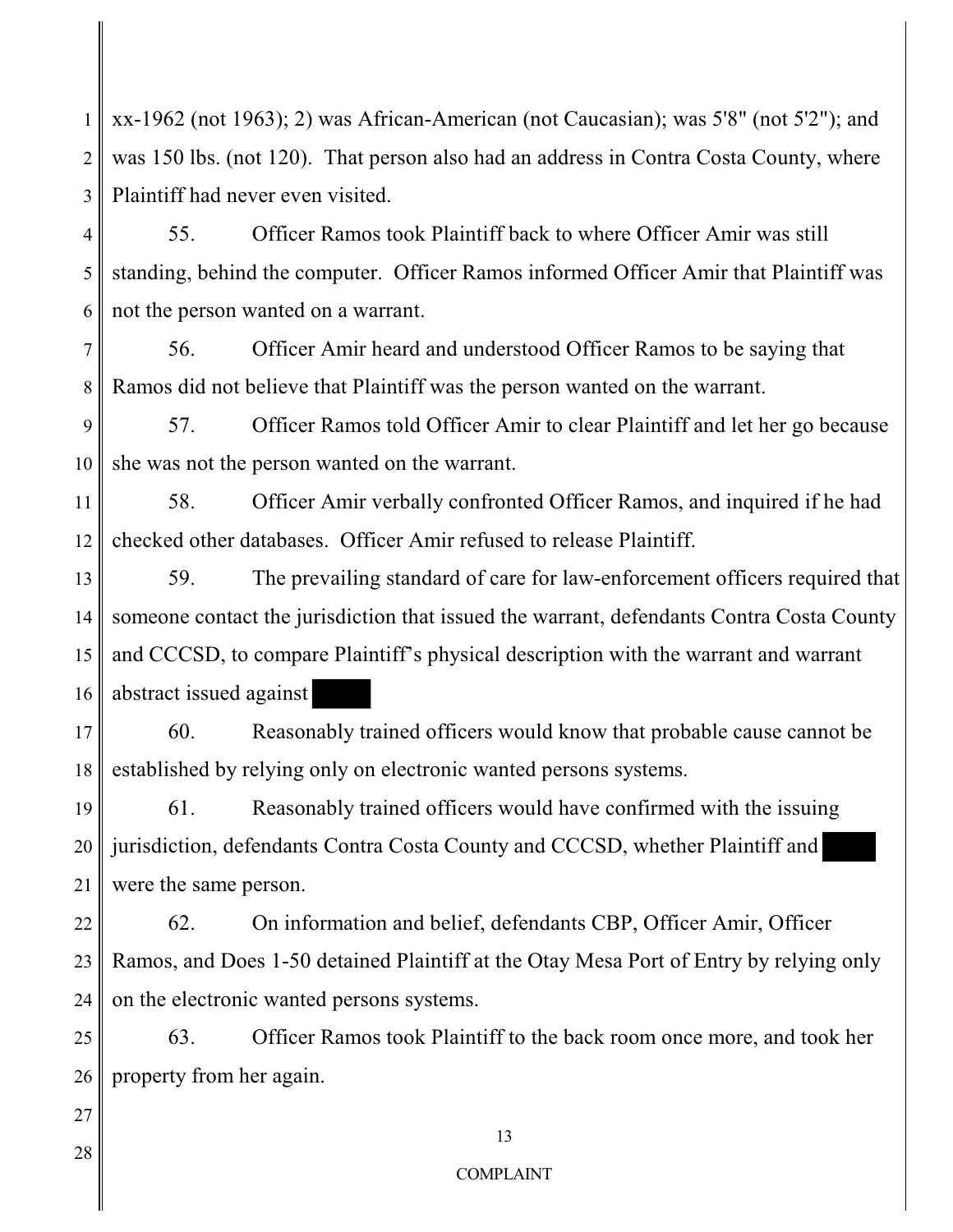xx-1962 (not 1963); 2) was African-American (not Caucasian); was 5'8" (not 5'2"); and was 150 lbs. (not 120). That person also had an address in Contra Costa County, where Plaintiff had never even visited.

55. Officer Ramos took Plaintiff back to where Officer Amir was still standing, behind the computer. Officer Ramos informed Officer Amir that Plaintiff was not the person wanted on a warrant.

56. Officer Amir heard and understood Officer Ramos to be saying that Ramos did not believe that Plaintiff was the person wanted on the warrant.

57. Officer Ramos told Officer Amir to clear Plaintiff and let her go because she was not the person wanted on the warrant.

58. Officer Amir verbally confronted Officer Ramos, and inquired if he had checked other databases. Officer Amir refused to release Plaintiff.

59. The prevailing standard of care for law-enforcement officers required that someone contact the jurisdiction that issued the warrant, defendants Contra Costa County and CCCSD, to compare Plaintiff's physical description with the warrant and warrant abstract issued against ████

60. Reasonably trained officers would know that probable cause cannot be established by relying only on electronic wanted persons systems.

61. Reasonably trained officers would have confirmed with the issuing jurisdiction, defendants Contra Costa County and CCCSD, whether Plaintiff and ████ were the same person.

62. On information and belief, defendants CBP, Officer Amir, Officer Ramos, and Does 1-50 detained Plaintiff at the Otay Mesa Port of Entry by relying only on the electronic wanted persons systems.

63. Officer Ramos took Plaintiff to the back room once more, and took her property from her again.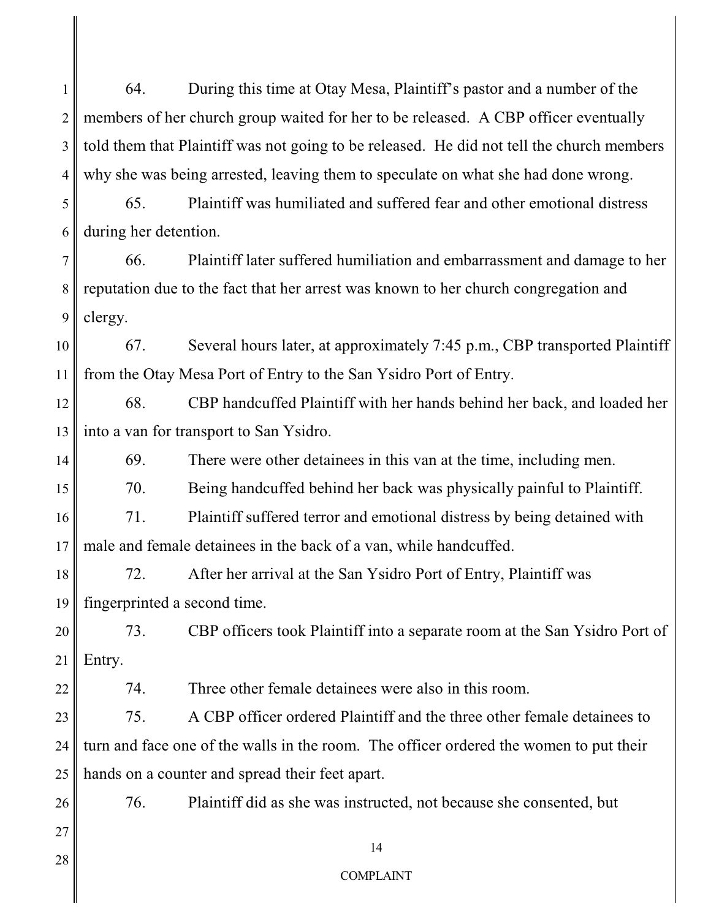64. During this time at Otay Mesa, Plaintiff's pastor and a number of the members of her church group waited for her to be released. A CBP officer eventually told them that Plaintiff was not going to be released. He did not tell the church members why she was being arrested, leaving them to speculate on what she had done wrong.

65. Plaintiff was humiliated and suffered fear and other emotional distress during her detention.

66. Plaintiff later suffered humiliation and embarrassment and damage to her reputation due to the fact that her arrest was known to her church congregation and clergy.

67. Several hours later, at approximately 7:45 p.m., CBP transported Plaintiff from the Otay Mesa Port of Entry to the San Ysidro Port of Entry.

68. CBP handcuffed Plaintiff with her hands behind her back, and loaded her into a van for transport to San Ysidro.

69. There were other detainees in this van at the time, including men.

70. Being handcuffed behind her back was physically painful to Plaintiff.

71. Plaintiff suffered terror and emotional distress by being detained with male and female detainees in the back of a van, while handcuffed.

72. After her arrival at the San Ysidro Port of Entry, Plaintiff was fingerprinted a second time.

73. CBP officers took Plaintiff into a separate room at the San Ysidro Port of Entry.

74. Three other female detainees were also in this room.

75. A CBP officer ordered Plaintiff and the three other female detainees to turn and face one of the walls in the room. The officer ordered the women to put their hands on a counter and spread their feet apart.

76. Plaintiff did as she was instructed, not because she consented, but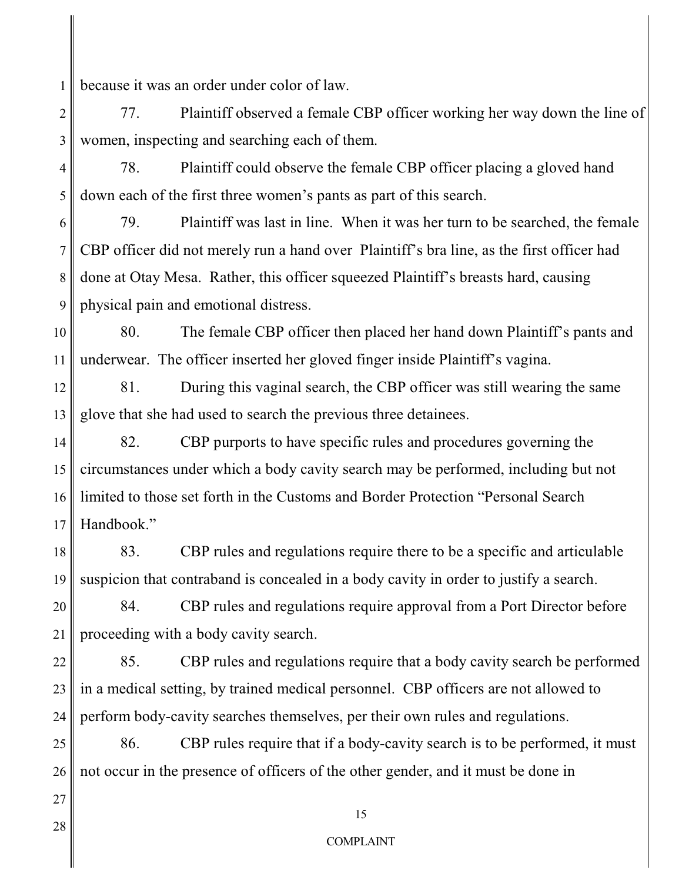because it was an order under color of law.

77. Plaintiff observed a female CBP officer working her way down the line of women, inspecting and searching each of them.

78. Plaintiff could observe the female CBP officer placing a gloved hand down each of the first three women's pants as part of this search.

79. Plaintiff was last in line. When it was her turn to be searched, the female CBP officer did not merely run a hand over Plaintiff's bra line, as the first officer had done at Otay Mesa. Rather, this officer squeezed Plaintiff's breasts hard, causing physical pain and emotional distress.

80. The female CBP officer then placed her hand down Plaintiff's pants and underwear. The officer inserted her gloved finger inside Plaintiff's vagina.

81. During this vaginal search, the CBP officer was still wearing the same glove that she had used to search the previous three detainees.

82. CBP purports to have specific rules and procedures governing the circumstances under which a body cavity search may be performed, including but not limited to those set forth in the Customs and Border Protection "Personal Search Handbook."

83. CBP rules and regulations require there to be a specific and articulable suspicion that contraband is concealed in a body cavity in order to justify a search.

84. CBP rules and regulations require approval from a Port Director before proceeding with a body cavity search.

85. CBP rules and regulations require that a body cavity search be performed in a medical setting, by trained medical personnel. CBP officers are not allowed to perform body-cavity searches themselves, per their own rules and regulations.

86. CBP rules require that if a body-cavity search is to be performed, it must not occur in the presence of officers of the other gender, and it must be done in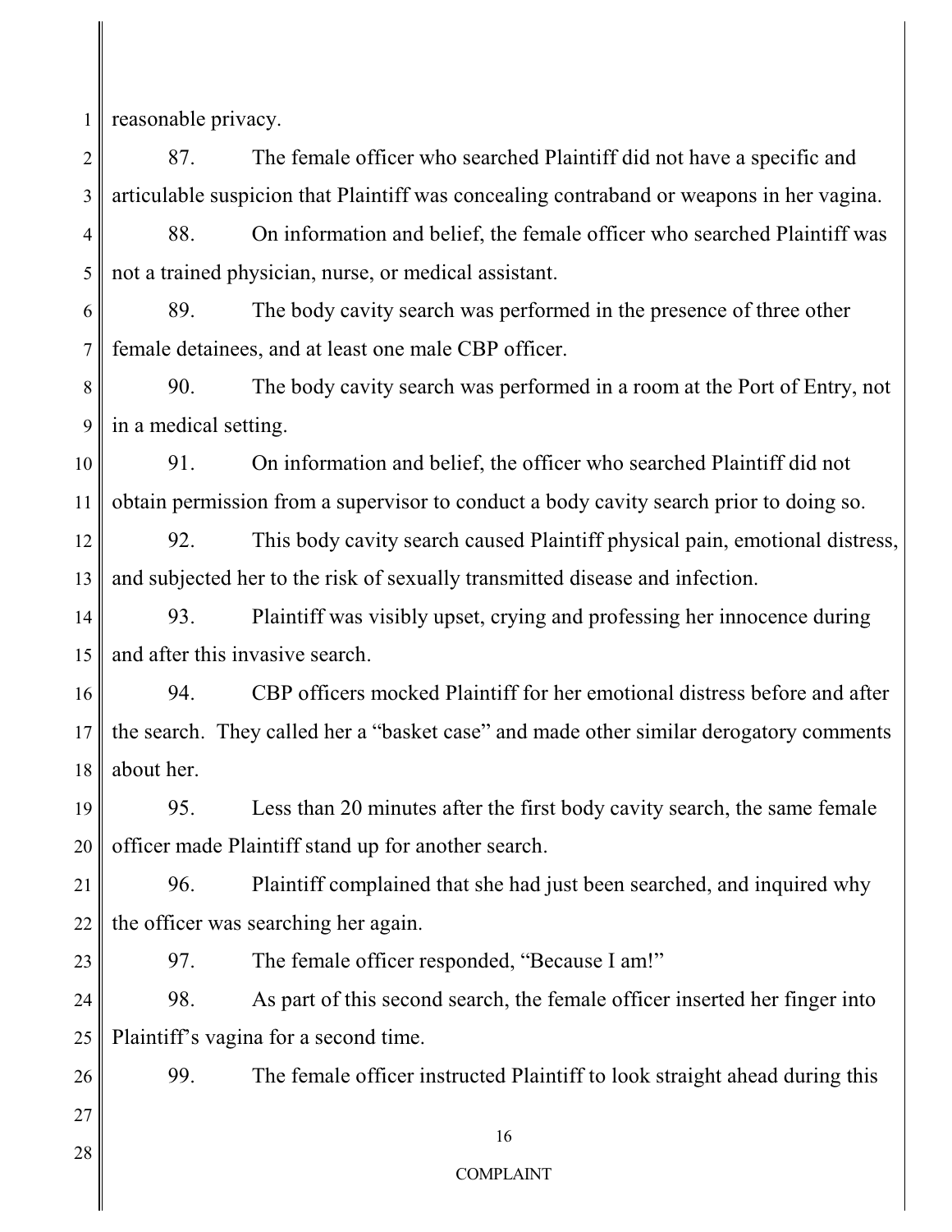reasonable privacy.

87. The female officer who searched Plaintiff did not have a specific and articulable suspicion that Plaintiff was concealing contraband or weapons in her vagina.

88. On information and belief, the female officer who searched Plaintiff was not a trained physician, nurse, or medical assistant.

89. The body cavity search was performed in the presence of three other female detainees, and at least one male CBP officer.

90. The body cavity search was performed in a room at the Port of Entry, not in a medical setting.

91. On information and belief, the officer who searched Plaintiff did not obtain permission from a supervisor to conduct a body cavity search prior to doing so.

92. This body cavity search caused Plaintiff physical pain, emotional distress, and subjected her to the risk of sexually transmitted disease and infection.

93. Plaintiff was visibly upset, crying and professing her innocence during and after this invasive search.

94. CBP officers mocked Plaintiff for her emotional distress before and after the search. They called her a "basket case" and made other similar derogatory comments about her.

95. Less than 20 minutes after the first body cavity search, the same female officer made Plaintiff stand up for another search.

96. Plaintiff complained that she had just been searched, and inquired why the officer was searching her again.

97. The female officer responded, "Because I am!"

98. As part of this second search, the female officer inserted her finger into Plaintiff's vagina for a second time.

99. The female officer instructed Plaintiff to look straight ahead during this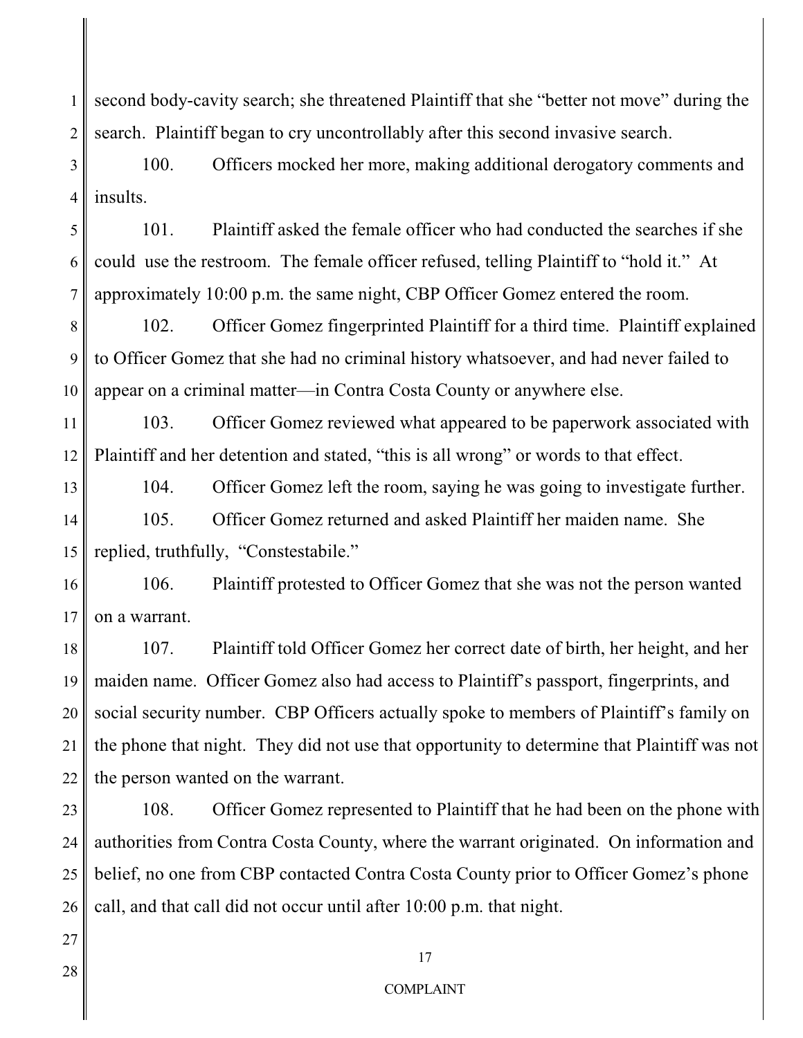second body-cavity search; she threatened Plaintiff that she "better not move" during the search. Plaintiff began to cry uncontrollably after this second invasive search.

100. Officers mocked her more, making additional derogatory comments and insults.

101. Plaintiff asked the female officer who had conducted the searches if she could use the restroom. The female officer refused, telling Plaintiff to "hold it." At approximately 10:00 p.m. the same night, CBP Officer Gomez entered the room.

102. Officer Gomez fingerprinted Plaintiff for a third time. Plaintiff explained to Officer Gomez that she had no criminal history whatsoever, and had never failed to appear on a criminal matter—in Contra Costa County or anywhere else.

103. Officer Gomez reviewed what appeared to be paperwork associated with Plaintiff and her detention and stated, "this is all wrong" or words to that effect.

104. Officer Gomez left the room, saying he was going to investigate further.

105. Officer Gomez returned and asked Plaintiff her maiden name. She replied, truthfully, "Constestabile."

106. Plaintiff protested to Officer Gomez that she was not the person wanted on a warrant.

107. Plaintiff told Officer Gomez her correct date of birth, her height, and her maiden name. Officer Gomez also had access to Plaintiff's passport, fingerprints, and social security number. CBP Officers actually spoke to members of Plaintiff's family on the phone that night. They did not use that opportunity to determine that Plaintiff was not the person wanted on the warrant.

108. Officer Gomez represented to Plaintiff that he had been on the phone with authorities from Contra Costa County, where the warrant originated. On information and belief, no one from CBP contacted Contra Costa County prior to Officer Gomez's phone call, and that call did not occur until after 10:00 p.m. that night.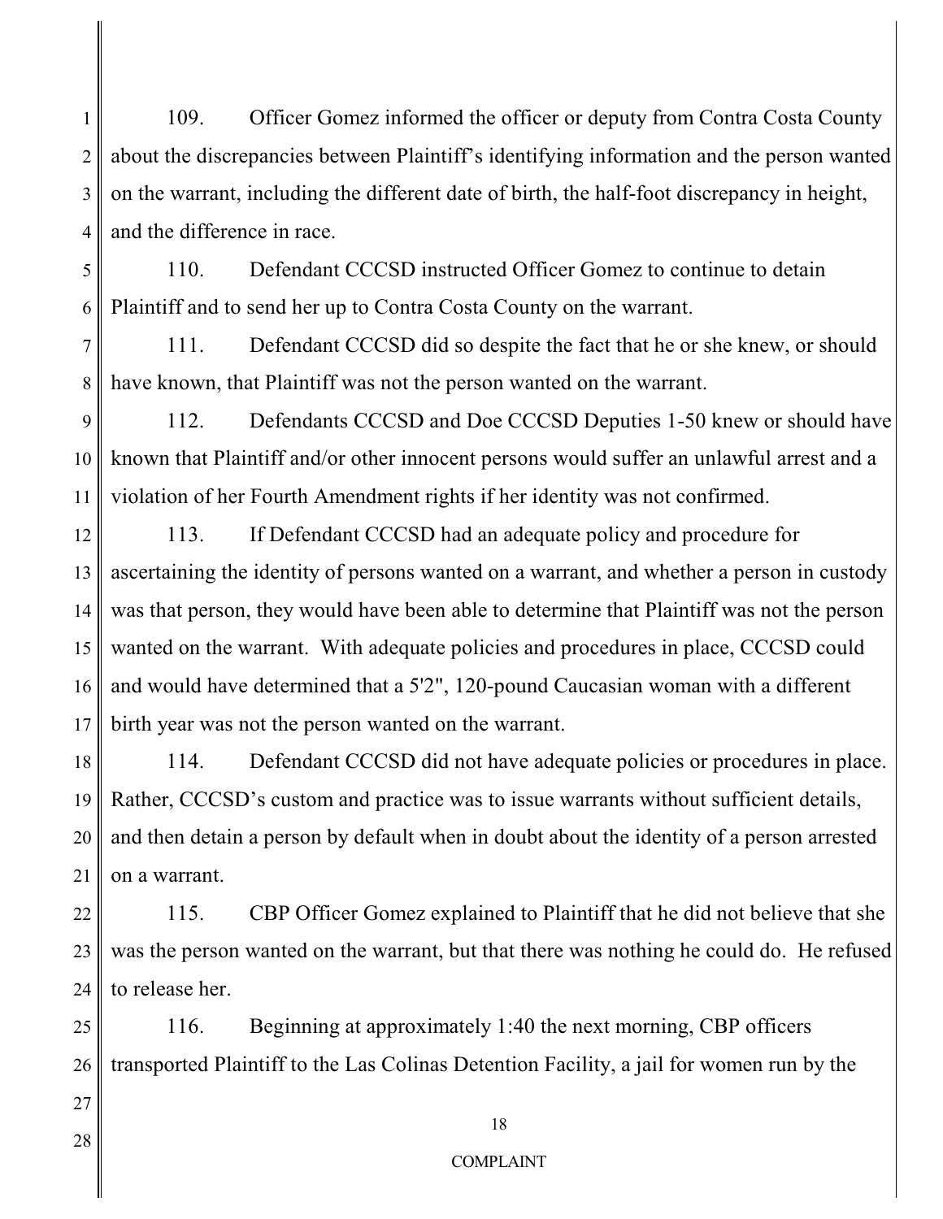109. Officer Gomez informed the officer or deputy from Contra Costa County about the discrepancies between Plaintiff's identifying information and the person wanted on the warrant, including the different date of birth, the half-foot discrepancy in height, and the difference in race.

110. Defendant CCCSD instructed Officer Gomez to continue to detain Plaintiff and to send her up to Contra Costa County on the warrant.

111. Defendant CCCSD did so despite the fact that he or she knew, or should have known, that Plaintiff was not the person wanted on the warrant.

112. Defendants CCCSD and Doe CCCSD Deputies 1-50 knew or should have known that Plaintiff and/or other innocent persons would suffer an unlawful arrest and a violation of her Fourth Amendment rights if her identity was not confirmed.

113. If Defendant CCCSD had an adequate policy and procedure for ascertaining the identity of persons wanted on a warrant, and whether a person in custody was that person, they would have been able to determine that Plaintiff was not the person wanted on the warrant. With adequate policies and procedures in place, CCCSD could and would have determined that a 5'2", 120-pound Caucasian woman with a different birth year was not the person wanted on the warrant.

114. Defendant CCCSD did not have adequate policies or procedures in place. Rather, CCCSD's custom and practice was to issue warrants without sufficient details, and then detain a person by default when in doubt about the identity of a person arrested on a warrant.

115. CBP Officer Gomez explained to Plaintiff that he did not believe that she was the person wanted on the warrant, but that there was nothing he could do. He refused to release her.

116. Beginning at approximately 1:40 the next morning, CBP officers transported Plaintiff to the Las Colinas Detention Facility, a jail for women run by the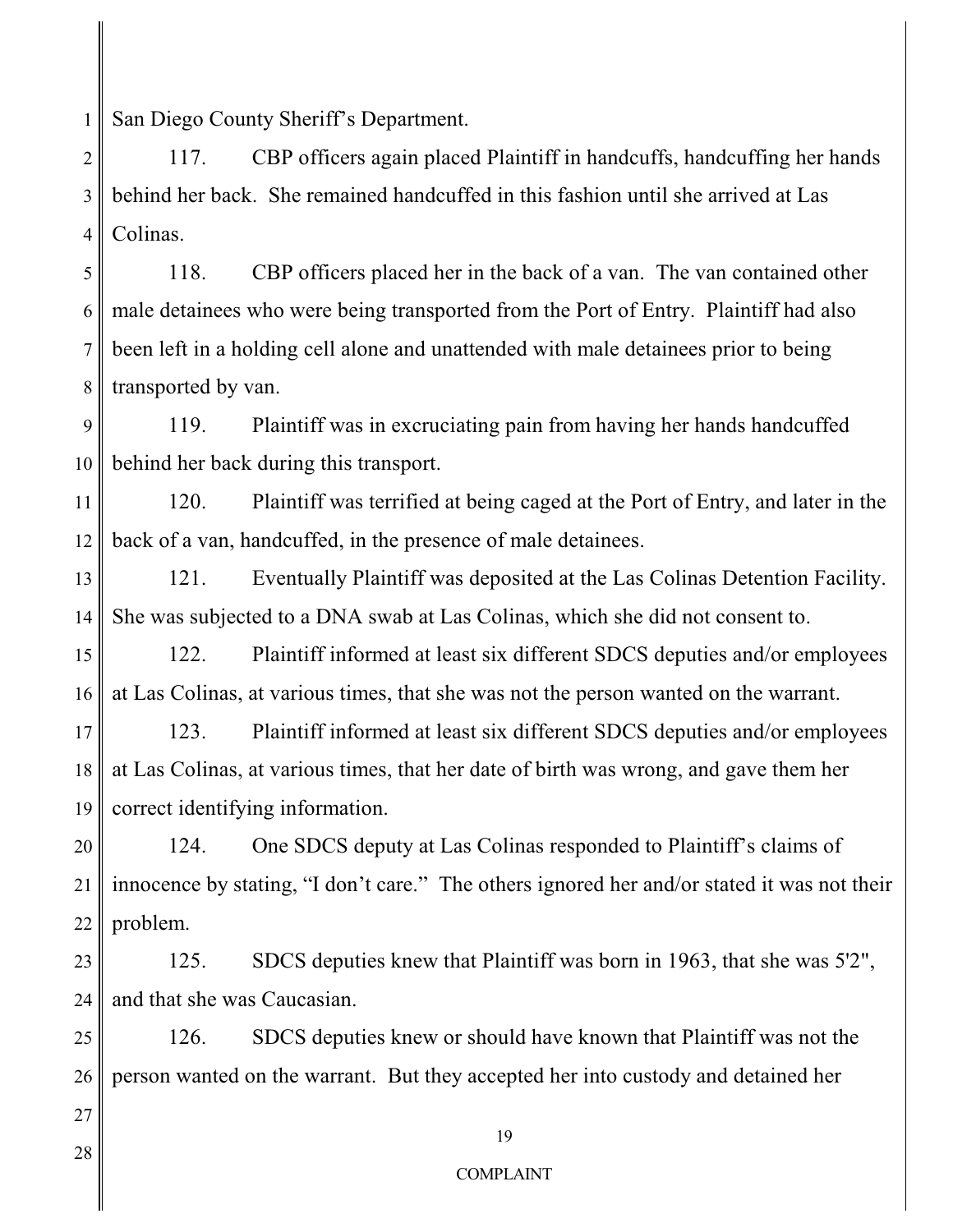San Diego County Sheriff's Department.

117. CBP officers again placed Plaintiff in handcuffs, handcuffing her hands behind her back. She remained handcuffed in this fashion until she arrived at Las Colinas.

118. CBP officers placed her in the back of a van. The van contained other male detainees who were being transported from the Port of Entry. Plaintiff had also been left in a holding cell alone and unattended with male detainees prior to being transported by van.

119. Plaintiff was in excruciating pain from having her hands handcuffed behind her back during this transport.

120. Plaintiff was terrified at being caged at the Port of Entry, and later in the back of a van, handcuffed, in the presence of male detainees.

121. Eventually Plaintiff was deposited at the Las Colinas Detention Facility. She was subjected to a DNA swab at Las Colinas, which she did not consent to.

122. Plaintiff informed at least six different SDCS deputies and/or employees at Las Colinas, at various times, that she was not the person wanted on the warrant.

123. Plaintiff informed at least six different SDCS deputies and/or employees at Las Colinas, at various times, that her date of birth was wrong, and gave them her correct identifying information.

124. One SDCS deputy at Las Colinas responded to Plaintiff's claims of innocence by stating, "I don't care." The others ignored her and/or stated it was not their problem.

125. SDCS deputies knew that Plaintiff was born in 1963, that she was 5'2", and that she was Caucasian.

126. SDCS deputies knew or should have known that Plaintiff was not the person wanted on the warrant. But they accepted her into custody and detained her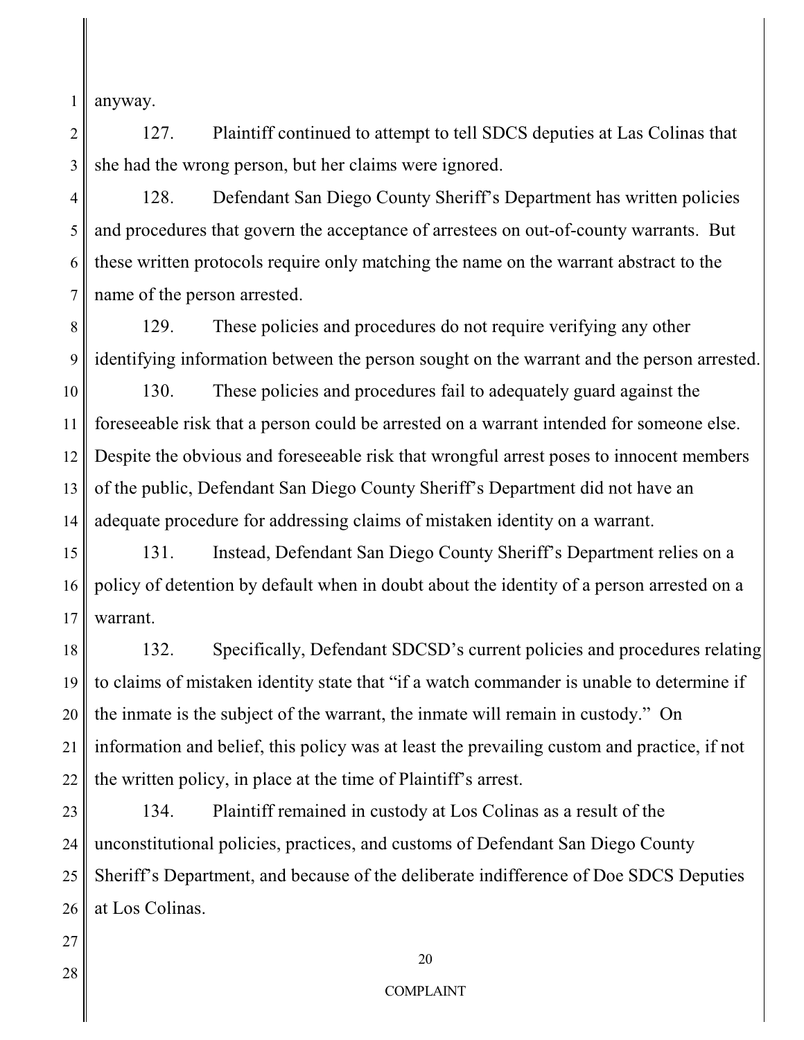anyway.

127. Plaintiff continued to attempt to tell SDCS deputies at Las Colinas that she had the wrong person, but her claims were ignored.

128. Defendant San Diego County Sheriff's Department has written policies and procedures that govern the acceptance of arrestees on out-of-county warrants. But these written protocols require only matching the name on the warrant abstract to the name of the person arrested.

129. These policies and procedures do not require verifying any other identifying information between the person sought on the warrant and the person arrested.

130. These policies and procedures fail to adequately guard against the foreseeable risk that a person could be arrested on a warrant intended for someone else. Despite the obvious and foreseeable risk that wrongful arrest poses to innocent members of the public, Defendant San Diego County Sheriff's Department did not have an adequate procedure for addressing claims of mistaken identity on a warrant.

131. Instead, Defendant San Diego County Sheriff's Department relies on a policy of detention by default when in doubt about the identity of a person arrested on a warrant.

132. Specifically, Defendant SDCSD's current policies and procedures relating to claims of mistaken identity state that "if a watch commander is unable to determine if the inmate is the subject of the warrant, the inmate will remain in custody." On information and belief, this policy was at least the prevailing custom and practice, if not the written policy, in place at the time of Plaintiff's arrest.

134. Plaintiff remained in custody at Los Colinas as a result of the unconstitutional policies, practices, and customs of Defendant San Diego County Sheriff's Department, and because of the deliberate indifference of Doe SDCS Deputies at Los Colinas.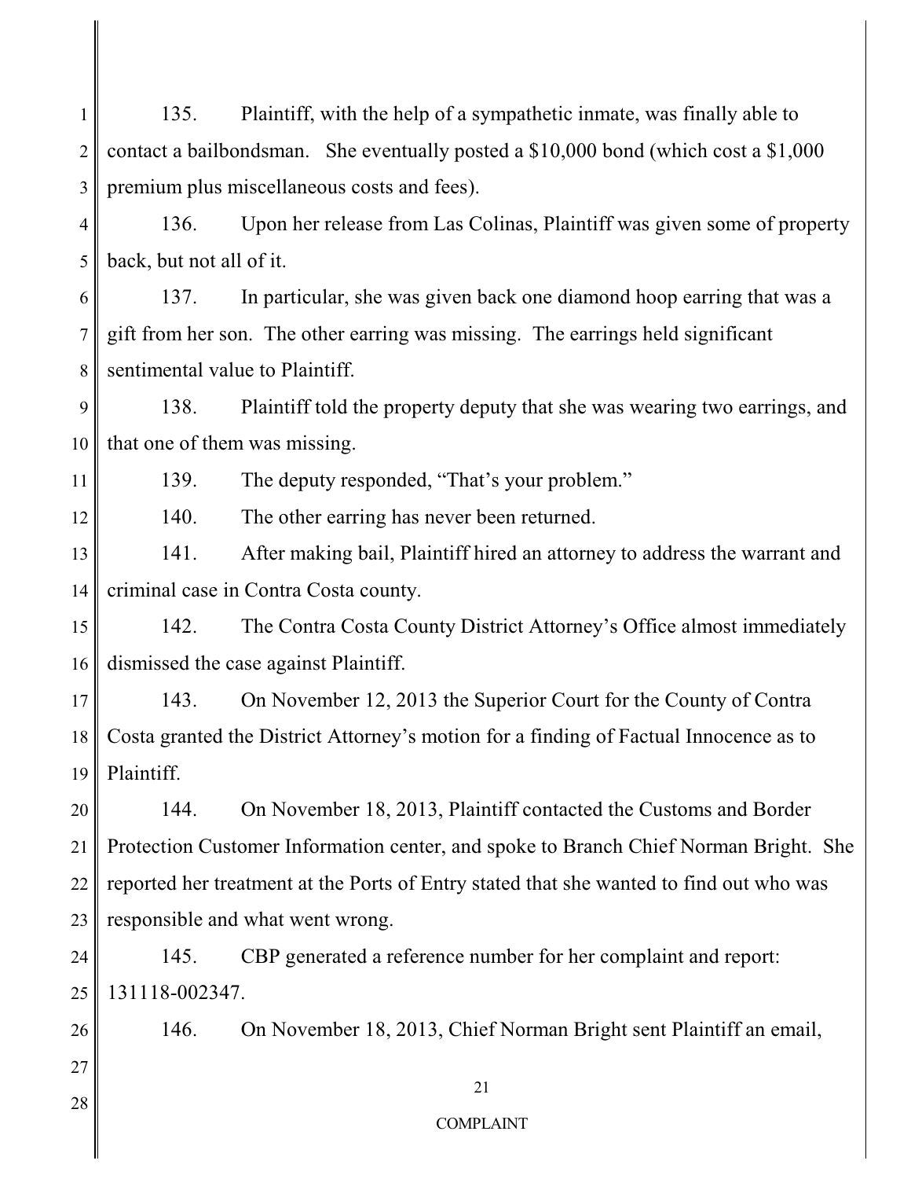135. Plaintiff, with the help of a sympathetic inmate, was finally able to contact a bailbondsman. She eventually posted a $10,000 bond (which cost a $1,000 premium plus miscellaneous costs and fees).

136. Upon her release from Las Colinas, Plaintiff was given some of property back, but not all of it.

137. In particular, she was given back one diamond hoop earring that was a gift from her son. The other earring was missing. The earrings held significant sentimental value to Plaintiff.

138. Plaintiff told the property deputy that she was wearing two earrings, and that one of them was missing.

139. The deputy responded, "That's your problem."

140. The other earring has never been returned.

141. After making bail, Plaintiff hired an attorney to address the warrant and criminal case in Contra Costa county.

142. The Contra Costa County District Attorney's Office almost immediately dismissed the case against Plaintiff.

143. On November 12, 2013 the Superior Court for the County of Contra Costa granted the District Attorney's motion for a finding of Factual Innocence as to Plaintiff.

144. On November 18, 2013, Plaintiff contacted the Customs and Border Protection Customer Information center, and spoke to Branch Chief Norman Bright. She reported her treatment at the Ports of Entry stated that she wanted to find out who was responsible and what went wrong.

145. CBP generated a reference number for her complaint and report: 131118-002347.

146. On November 18, 2013, Chief Norman Bright sent Plaintiff an email,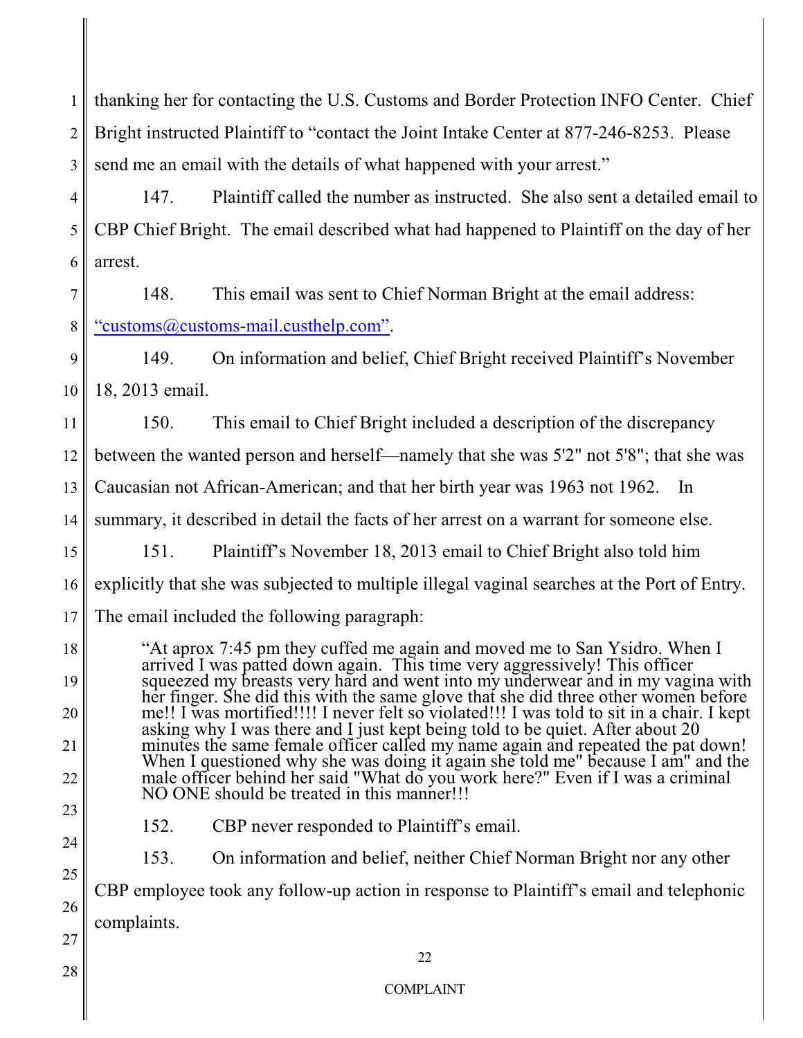thanking her for contacting the U.S. Customs and Border Protection INFO Center. Chief Bright instructed Plaintiff to "contact the Joint Intake Center at 877-246-8253. Please send me an email with the details of what happened with your arrest."

147. Plaintiff called the number as instructed. She also sent a detailed email to CBP Chief Bright. The email described what had happened to Plaintiff on the day of her arrest.

148. This email was sent to Chief Norman Bright at the email address: "customs@customs-mail.custhelp.com".

149. On information and belief, Chief Bright received Plaintiff's November 18, 2013 email.

150. This email to Chief Bright included a description of the discrepancy between the wanted person and herself—namely that she was 5'2" not 5'8"; that she was Caucasian not African-American; and that her birth year was 1963 not 1962. In summary, it described in detail the facts of her arrest on a warrant for someone else.

151. Plaintiff's November 18, 2013 email to Chief Bright also told him explicitly that she was subjected to multiple illegal vaginal searches at the Port of Entry. The email included the following paragraph:

> "At aprox 7:45 pm they cuffed me again and moved me to San Ysidro. When I arrived I was patted down again. This time very aggressively! This officer squeezed my breasts very hard and went into my underwear and in my vagina with her finger. She did this with the same glove that she did three other women before me!! I was mortified!!!! I never felt so violated!!! I was told to sit in a chair. I kept asking why I was there and I just kept being told to be quiet. After about 20 minutes the same female officer called my name again and repeated the pat down! When I questioned why she was doing it again she told me" because I am" and the male officer behind her said "What do you work here?" Even if I was a criminal NO ONE should be treated in this manner!!!

152. CBP never responded to Plaintiff's email.

153. On information and belief, neither Chief Norman Bright nor any other CBP employee took any follow-up action in response to Plaintiff's email and telephonic complaints.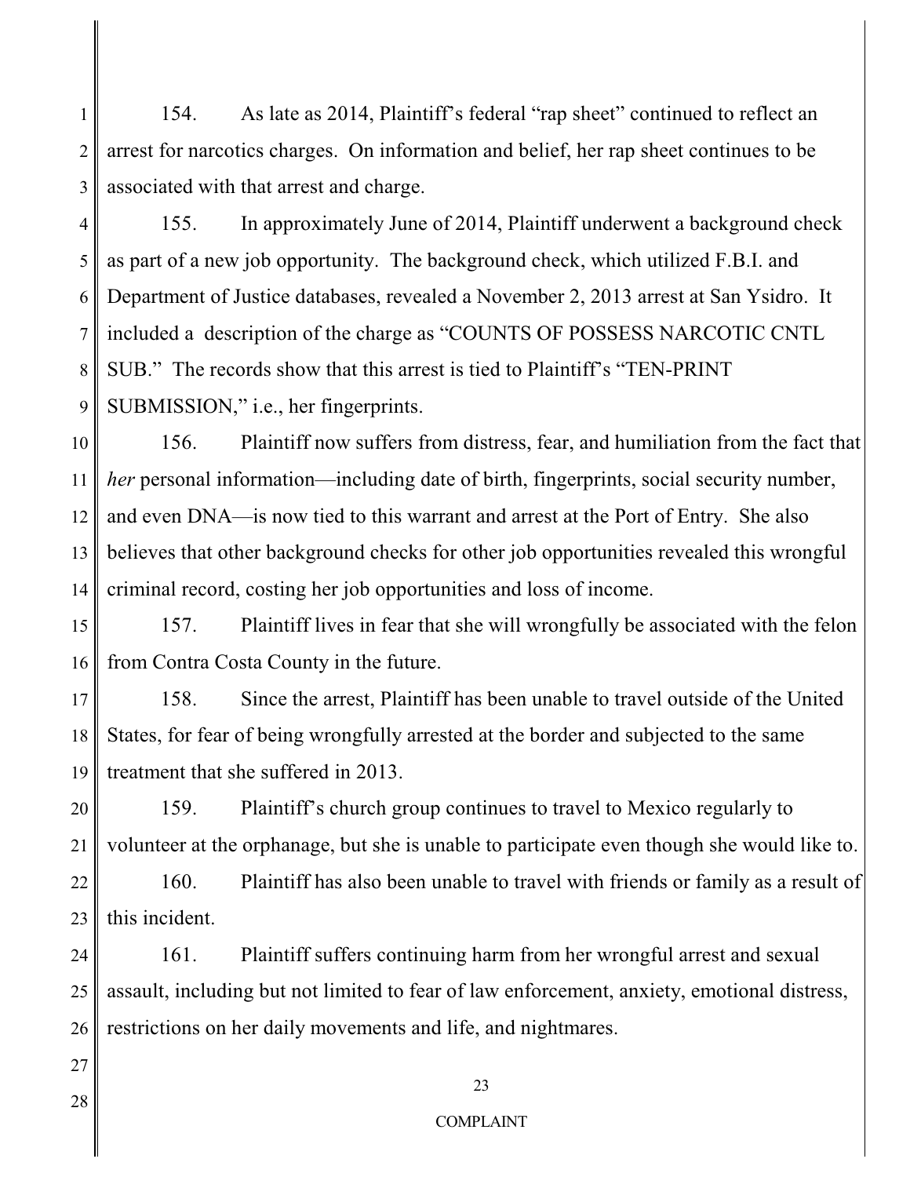154. As late as 2014, Plaintiff's federal "rap sheet" continued to reflect an arrest for narcotics charges. On information and belief, her rap sheet continues to be associated with that arrest and charge.

155. In approximately June of 2014, Plaintiff underwent a background check as part of a new job opportunity. The background check, which utilized F.B.I. and Department of Justice databases, revealed a November 2, 2013 arrest at San Ysidro. It included a description of the charge as "COUNTS OF POSSESS NARCOTIC CNTL SUB." The records show that this arrest is tied to Plaintiff's "TEN-PRINT SUBMISSION," i.e., her fingerprints.

156. Plaintiff now suffers from distress, fear, and humiliation from the fact that *her* personal information—including date of birth, fingerprints, social security number, and even DNA—is now tied to this warrant and arrest at the Port of Entry. She also believes that other background checks for other job opportunities revealed this wrongful criminal record, costing her job opportunities and loss of income.

157. Plaintiff lives in fear that she will wrongfully be associated with the felon from Contra Costa County in the future.

158. Since the arrest, Plaintiff has been unable to travel outside of the United States, for fear of being wrongfully arrested at the border and subjected to the same treatment that she suffered in 2013.

159. Plaintiff's church group continues to travel to Mexico regularly to volunteer at the orphanage, but she is unable to participate even though she would like to.

160. Plaintiff has also been unable to travel with friends or family as a result of this incident.

161. Plaintiff suffers continuing harm from her wrongful arrest and sexual assault, including but not limited to fear of law enforcement, anxiety, emotional distress, restrictions on her daily movements and life, and nightmares.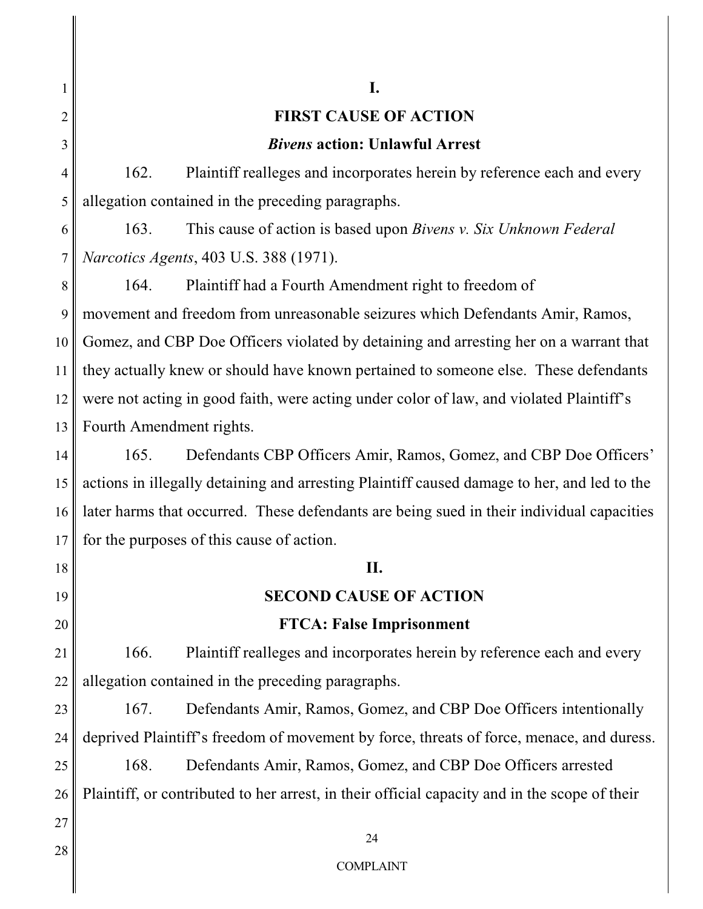## I.

## FIRST CAUSE OF ACTION

### *Bivens* action: Unlawful Arrest

162. Plaintiff realleges and incorporates herein by reference each and every allegation contained in the preceding paragraphs.

163. This cause of action is based upon *Bivens v. Six Unknown Federal Narcotics Agents*, 403 U.S. 388 (1971).

164. Plaintiff had a Fourth Amendment right to freedom of movement and freedom from unreasonable seizures which Defendants Amir, Ramos, Gomez, and CBP Doe Officers violated by detaining and arresting her on a warrant that they actually knew or should have known pertained to someone else. These defendants were not acting in good faith, were acting under color of law, and violated Plaintiff's Fourth Amendment rights.

165. Defendants CBP Officers Amir, Ramos, Gomez, and CBP Doe Officers' actions in illegally detaining and arresting Plaintiff caused damage to her, and led to the later harms that occurred. These defendants are being sued in their individual capacities for the purposes of this cause of action.

## II.

## SECOND CAUSE OF ACTION

### FTCA: False Imprisonment

166. Plaintiff realleges and incorporates herein by reference each and every allegation contained in the preceding paragraphs.

167. Defendants Amir, Ramos, Gomez, and CBP Doe Officers intentionally deprived Plaintiff's freedom of movement by force, threats of force, menace, and duress.

168. Defendants Amir, Ramos, Gomez, and CBP Doe Officers arrested Plaintiff, or contributed to her arrest, in their official capacity and in the scope of their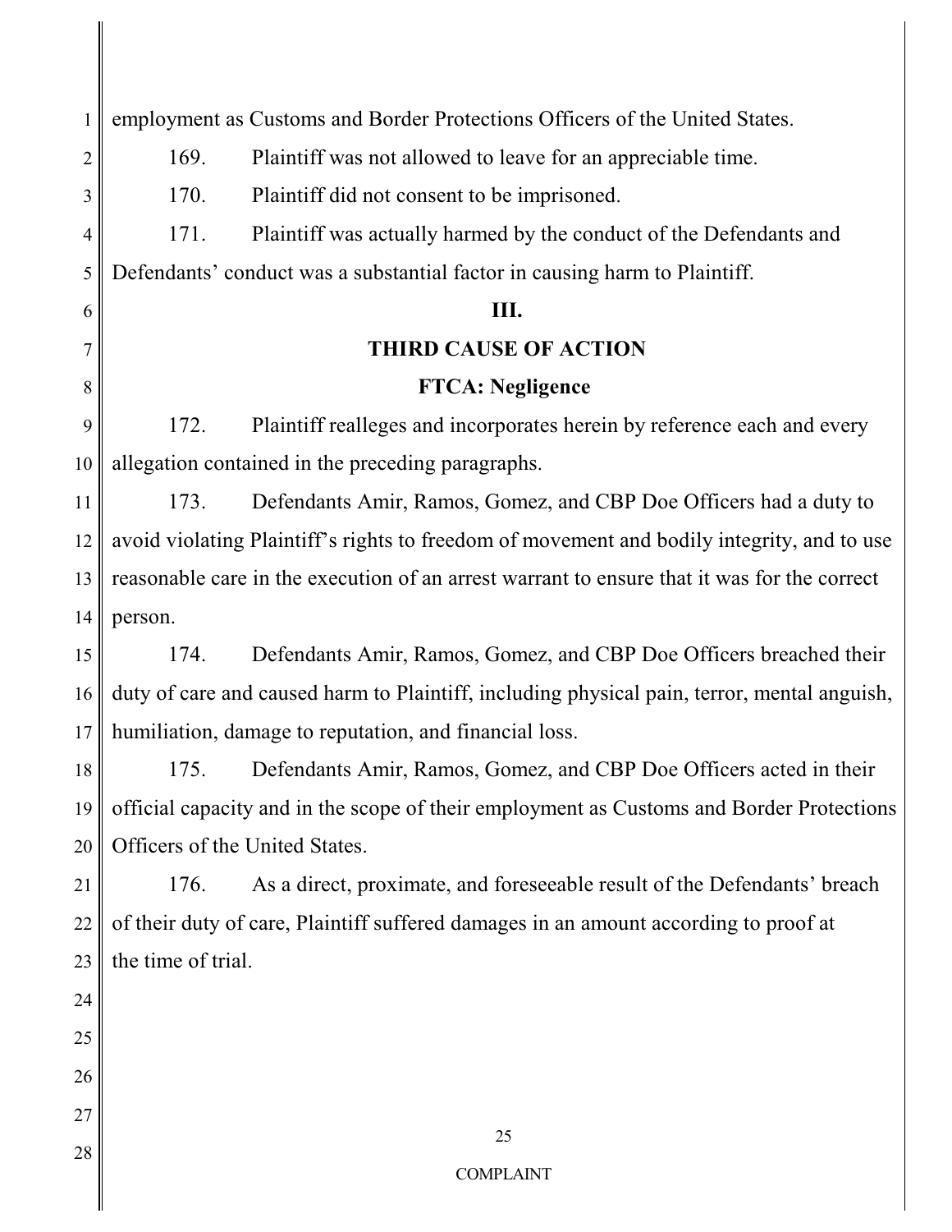employment as Customs and Border Protections Officers of the United States.

169. Plaintiff was not allowed to leave for an appreciable time.

170. Plaintiff did not consent to be imprisoned.

171. Plaintiff was actually harmed by the conduct of the Defendants and Defendants' conduct was a substantial factor in causing harm to Plaintiff.

## III.

## THIRD CAUSE OF ACTION

## FTCA: Negligence

172. Plaintiff realleges and incorporates herein by reference each and every allegation contained in the preceding paragraphs.

173. Defendants Amir, Ramos, Gomez, and CBP Doe Officers had a duty to avoid violating Plaintiff's rights to freedom of movement and bodily integrity, and to use reasonable care in the execution of an arrest warrant to ensure that it was for the correct person.

174. Defendants Amir, Ramos, Gomez, and CBP Doe Officers breached their duty of care and caused harm to Plaintiff, including physical pain, terror, mental anguish, humiliation, damage to reputation, and financial loss.

175. Defendants Amir, Ramos, Gomez, and CBP Doe Officers acted in their official capacity and in the scope of their employment as Customs and Border Protections Officers of the United States.

176. As a direct, proximate, and foreseeable result of the Defendants' breach of their duty of care, Plaintiff suffered damages in an amount according to proof at the time of trial.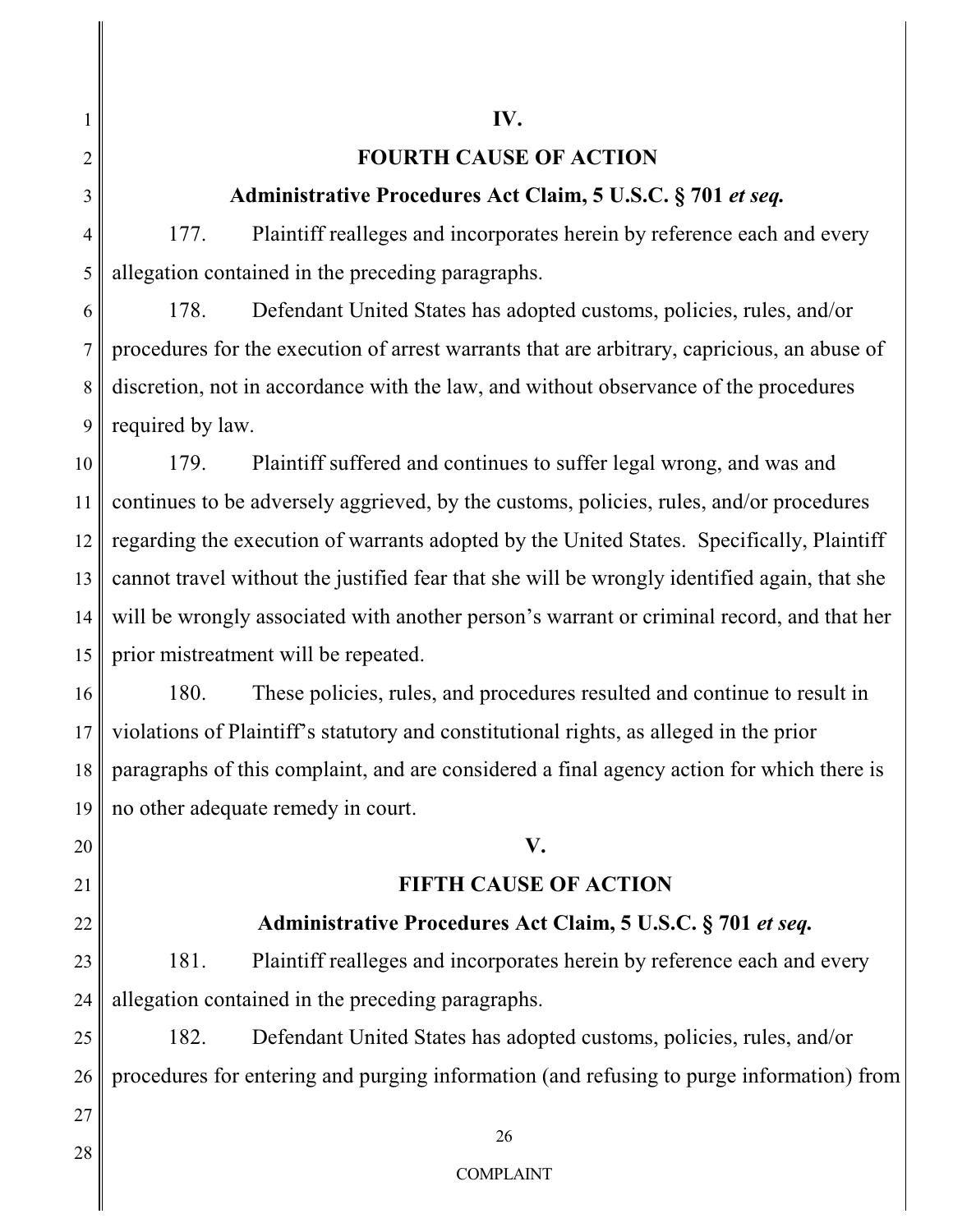## IV.

## FOURTH CAUSE OF ACTION

### Administrative Procedures Act Claim, 5 U.S.C. § 701 *et seq.*

177. Plaintiff realleges and incorporates herein by reference each and every allegation contained in the preceding paragraphs.

178. Defendant United States has adopted customs, policies, rules, and/or procedures for the execution of arrest warrants that are arbitrary, capricious, an abuse of discretion, not in accordance with the law, and without observance of the procedures required by law.

179. Plaintiff suffered and continues to suffer legal wrong, and was and continues to be adversely aggrieved, by the customs, policies, rules, and/or procedures regarding the execution of warrants adopted by the United States. Specifically, Plaintiff cannot travel without the justified fear that she will be wrongly identified again, that she will be wrongly associated with another person's warrant or criminal record, and that her prior mistreatment will be repeated.

180. These policies, rules, and procedures resulted and continue to result in violations of Plaintiff's statutory and constitutional rights, as alleged in the prior paragraphs of this complaint, and are considered a final agency action for which there is no other adequate remedy in court.

## V.

## FIFTH CAUSE OF ACTION

### Administrative Procedures Act Claim, 5 U.S.C. § 701 *et seq.*

181. Plaintiff realleges and incorporates herein by reference each and every allegation contained in the preceding paragraphs.

182. Defendant United States has adopted customs, policies, rules, and/or procedures for entering and purging information (and refusing to purge information) from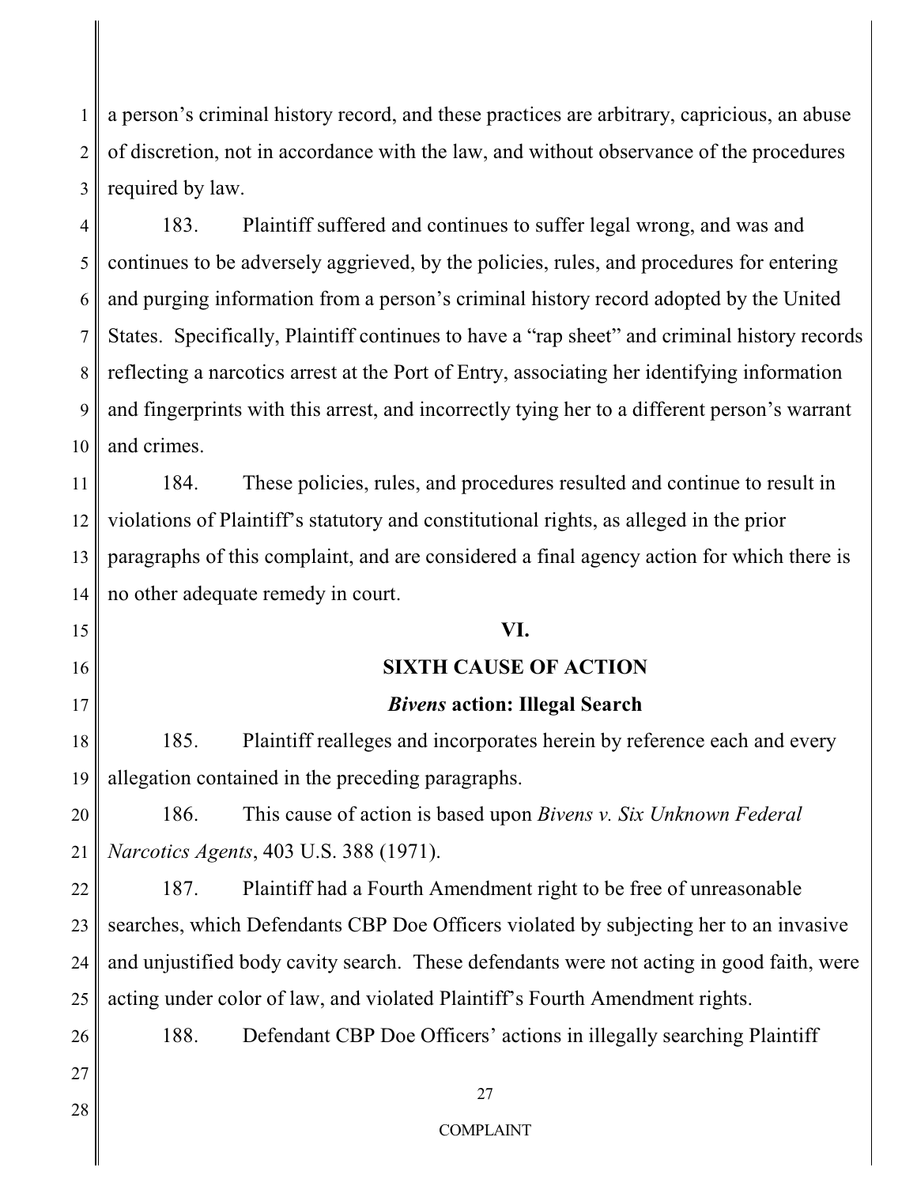a person's criminal history record, and these practices are arbitrary, capricious, an abuse of discretion, not in accordance with the law, and without observance of the procedures required by law.

183. Plaintiff suffered and continues to suffer legal wrong, and was and continues to be adversely aggrieved, by the policies, rules, and procedures for entering and purging information from a person's criminal history record adopted by the United States. Specifically, Plaintiff continues to have a "rap sheet" and criminal history records reflecting a narcotics arrest at the Port of Entry, associating her identifying information and fingerprints with this arrest, and incorrectly tying her to a different person's warrant and crimes.

184. These policies, rules, and procedures resulted and continue to result in violations of Plaintiff's statutory and constitutional rights, as alleged in the prior paragraphs of this complaint, and are considered a final agency action for which there is no other adequate remedy in court.

## VI.

## SIXTH CAUSE OF ACTION

### *Bivens* action: Illegal Search

185. Plaintiff realleges and incorporates herein by reference each and every allegation contained in the preceding paragraphs.

186. This cause of action is based upon *Bivens v. Six Unknown Federal Narcotics Agents*, 403 U.S. 388 (1971).

187. Plaintiff had a Fourth Amendment right to be free of unreasonable searches, which Defendants CBP Doe Officers violated by subjecting her to an invasive and unjustified body cavity search. These defendants were not acting in good faith, were acting under color of law, and violated Plaintiff's Fourth Amendment rights.

188. Defendant CBP Doe Officers' actions in illegally searching Plaintiff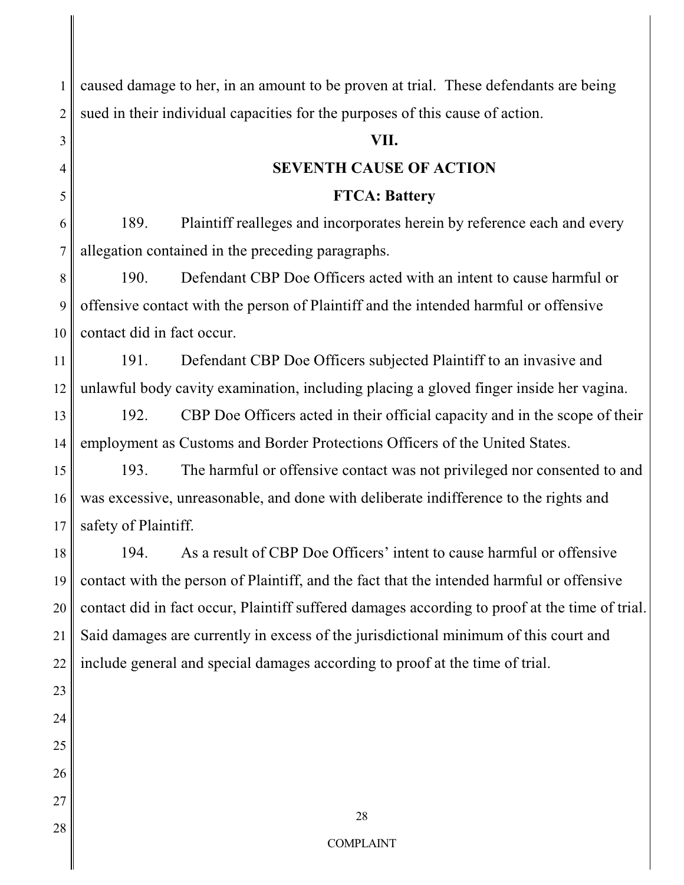caused damage to her, in an amount to be proven at trial. These defendants are being sued in their individual capacities for the purposes of this cause of action.

## VII.

## SEVENTH CAUSE OF ACTION

### FTCA: Battery

189. Plaintiff realleges and incorporates herein by reference each and every allegation contained in the preceding paragraphs.

190. Defendant CBP Doe Officers acted with an intent to cause harmful or offensive contact with the person of Plaintiff and the intended harmful or offensive contact did in fact occur.

191. Defendant CBP Doe Officers subjected Plaintiff to an invasive and unlawful body cavity examination, including placing a gloved finger inside her vagina.

192. CBP Doe Officers acted in their official capacity and in the scope of their employment as Customs and Border Protections Officers of the United States.

193. The harmful or offensive contact was not privileged nor consented to and was excessive, unreasonable, and done with deliberate indifference to the rights and safety of Plaintiff.

194. As a result of CBP Doe Officers' intent to cause harmful or offensive contact with the person of Plaintiff, and the fact that the intended harmful or offensive contact did in fact occur, Plaintiff suffered damages according to proof at the time of trial. Said damages are currently in excess of the jurisdictional minimum of this court and include general and special damages according to proof at the time of trial.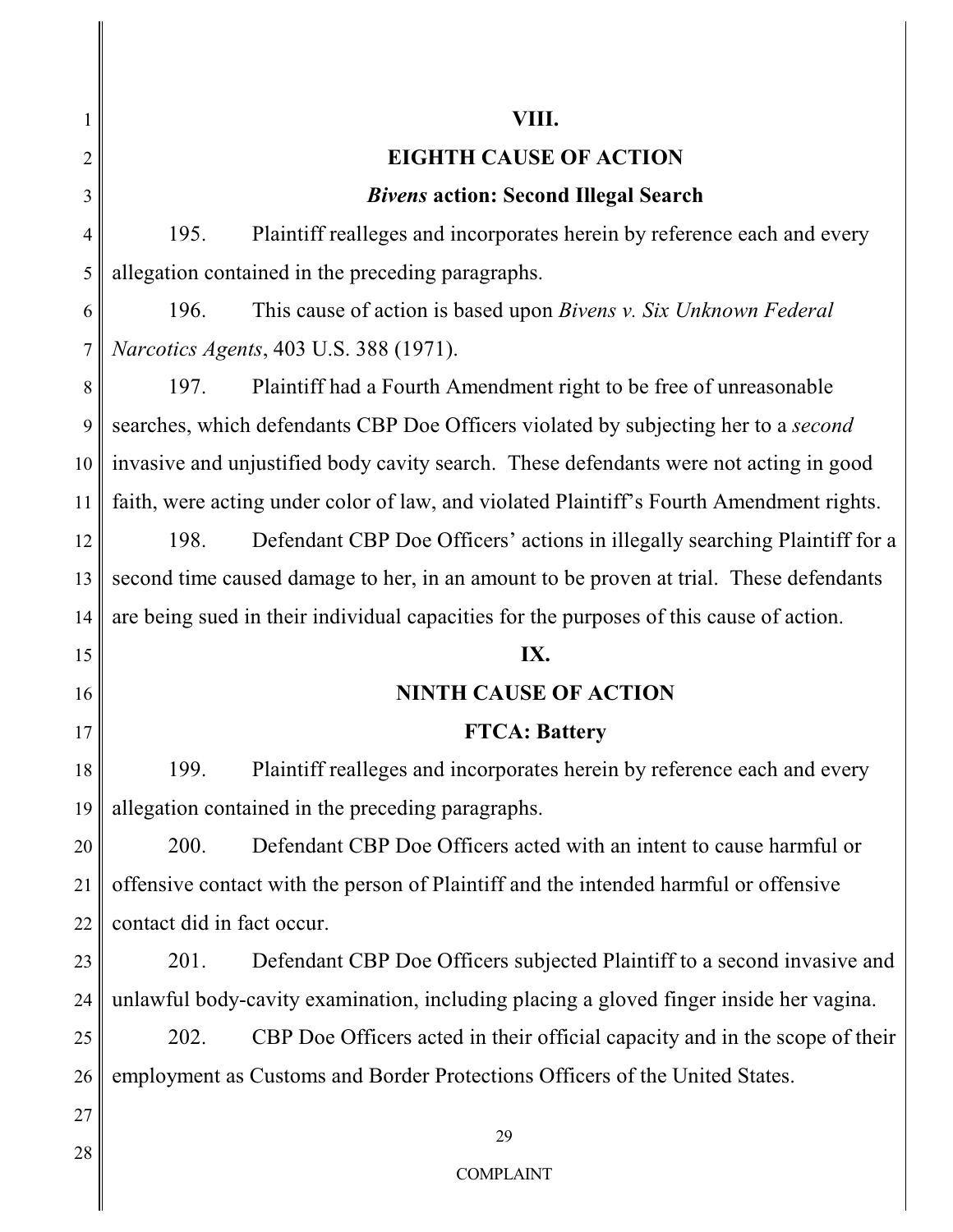## VIII.

## EIGHTH CAUSE OF ACTION

### *Bivens* action: Second Illegal Search

195. Plaintiff realleges and incorporates herein by reference each and every allegation contained in the preceding paragraphs.

196. This cause of action is based upon *Bivens v. Six Unknown Federal Narcotics Agents*, 403 U.S. 388 (1971).

197. Plaintiff had a Fourth Amendment right to be free of unreasonable searches, which defendants CBP Doe Officers violated by subjecting her to a *second* invasive and unjustified body cavity search. These defendants were not acting in good faith, were acting under color of law, and violated Plaintiff's Fourth Amendment rights.

198. Defendant CBP Doe Officers' actions in illegally searching Plaintiff for a second time caused damage to her, in an amount to be proven at trial. These defendants are being sued in their individual capacities for the purposes of this cause of action.

## IX.

## NINTH CAUSE OF ACTION

### FTCA: Battery

199. Plaintiff realleges and incorporates herein by reference each and every allegation contained in the preceding paragraphs.

200. Defendant CBP Doe Officers acted with an intent to cause harmful or offensive contact with the person of Plaintiff and the intended harmful or offensive contact did in fact occur.

201. Defendant CBP Doe Officers subjected Plaintiff to a second invasive and unlawful body-cavity examination, including placing a gloved finger inside her vagina.

202. CBP Doe Officers acted in their official capacity and in the scope of their employment as Customs and Border Protections Officers of the United States.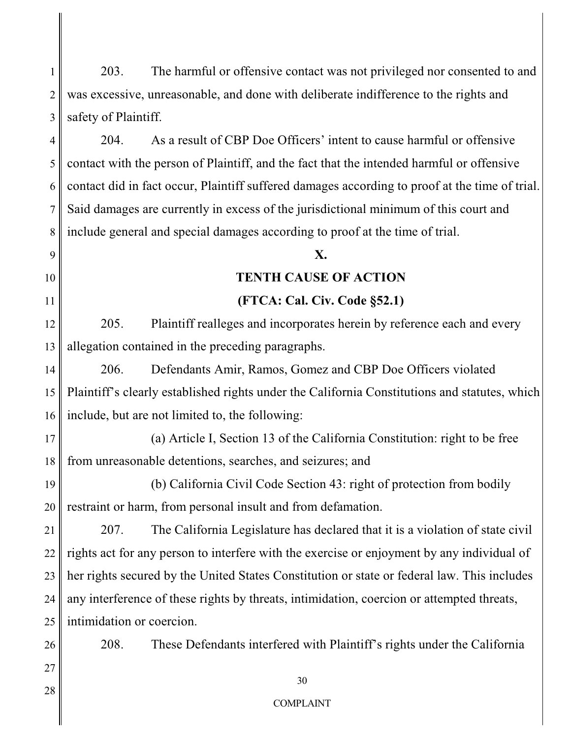203. The harmful or offensive contact was not privileged nor consented to and was excessive, unreasonable, and done with deliberate indifference to the rights and safety of Plaintiff.

204. As a result of CBP Doe Officers' intent to cause harmful or offensive contact with the person of Plaintiff, and the fact that the intended harmful or offensive contact did in fact occur, Plaintiff suffered damages according to proof at the time of trial. Said damages are currently in excess of the jurisdictional minimum of this court and include general and special damages according to proof at the time of trial.

**X.**

**TENTH CAUSE OF ACTION**

**(FTCA: Cal. Civ. Code §52.1)**

205. Plaintiff realleges and incorporates herein by reference each and every allegation contained in the preceding paragraphs.

206. Defendants Amir, Ramos, Gomez and CBP Doe Officers violated Plaintiff's clearly established rights under the California Constitutions and statutes, which include, but are not limited to, the following:

(a) Article I, Section 13 of the California Constitution: right to be free from unreasonable detentions, searches, and seizures; and

(b) California Civil Code Section 43: right of protection from bodily restraint or harm, from personal insult and from defamation.

207. The California Legislature has declared that it is a violation of state civil rights act for any person to interfere with the exercise or enjoyment by any individual of her rights secured by the United States Constitution or state or federal law. This includes any interference of these rights by threats, intimidation, coercion or attempted threats, intimidation or coercion.

208. These Defendants interfered with Plaintiff's rights under the California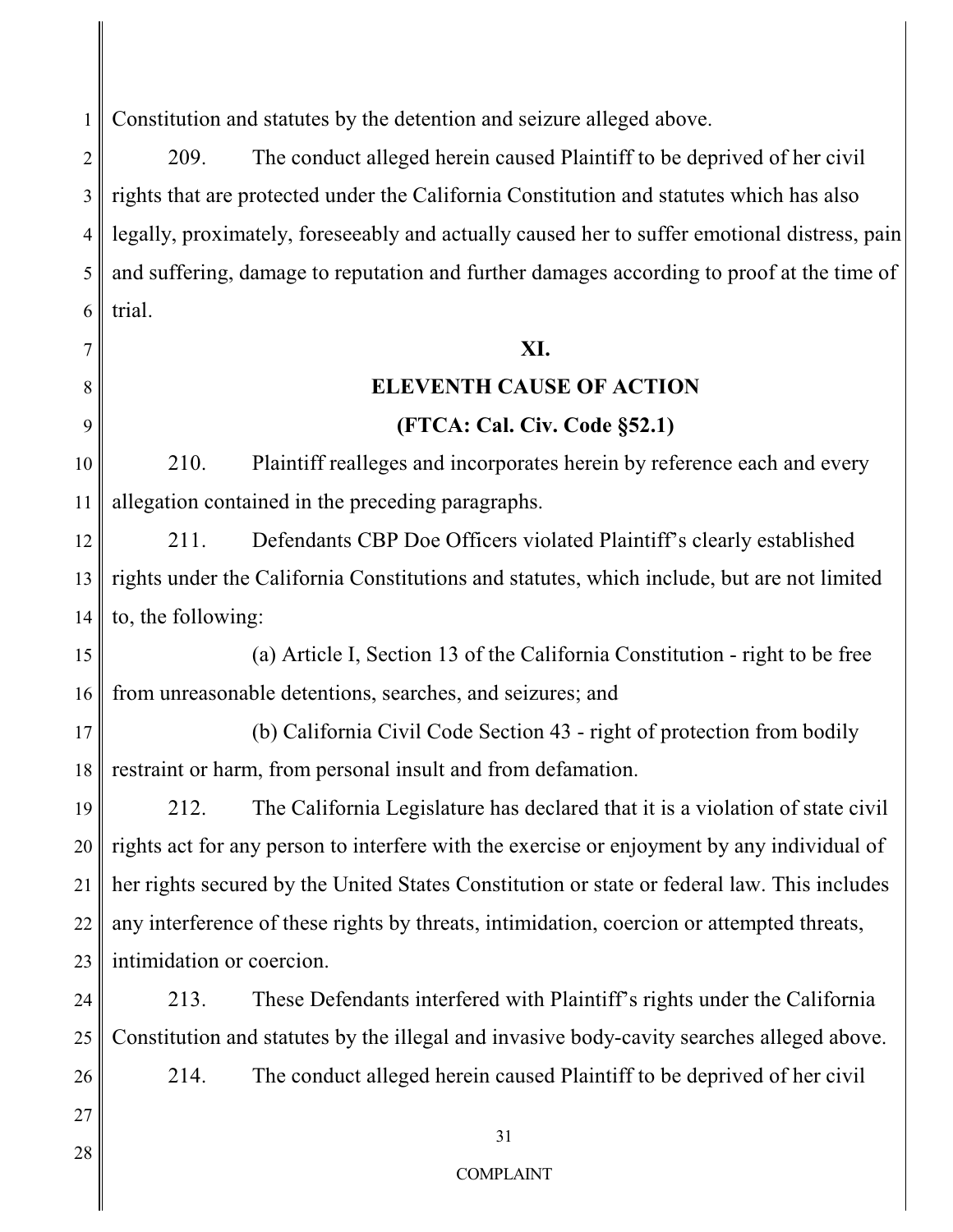Constitution and statutes by the detention and seizure alleged above.

209. The conduct alleged herein caused Plaintiff to be deprived of her civil rights that are protected under the California Constitution and statutes which has also legally, proximately, foreseeably and actually caused her to suffer emotional distress, pain and suffering, damage to reputation and further damages according to proof at the time of trial.

## XI.

## ELEVENTH CAUSE OF ACTION

### (FTCA: Cal. Civ. Code §52.1)

210. Plaintiff realleges and incorporates herein by reference each and every allegation contained in the preceding paragraphs.

211. Defendants CBP Doe Officers violated Plaintiff's clearly established rights under the California Constitutions and statutes, which include, but are not limited to, the following:

(a) Article I, Section 13 of the California Constitution - right to be free from unreasonable detentions, searches, and seizures; and

(b) California Civil Code Section 43 - right of protection from bodily restraint or harm, from personal insult and from defamation.

212. The California Legislature has declared that it is a violation of state civil rights act for any person to interfere with the exercise or enjoyment by any individual of her rights secured by the United States Constitution or state or federal law. This includes any interference of these rights by threats, intimidation, coercion or attempted threats, intimidation or coercion.

213. These Defendants interfered with Plaintiff's rights under the California Constitution and statutes by the illegal and invasive body-cavity searches alleged above.

214. The conduct alleged herein caused Plaintiff to be deprived of her civil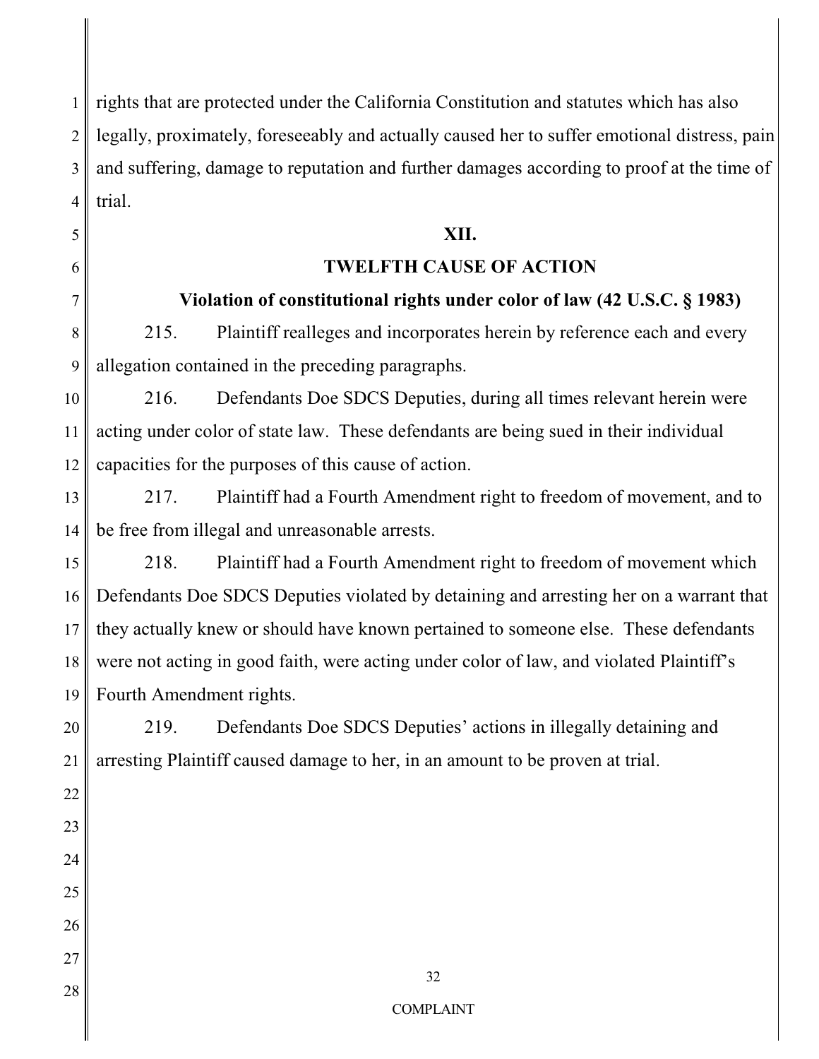rights that are protected under the California Constitution and statutes which has also legally, proximately, foreseeably and actually caused her to suffer emotional distress, pain and suffering, damage to reputation and further damages according to proof at the time of trial.

## XII.

## TWELFTH CAUSE OF ACTION

### Violation of constitutional rights under color of law (42 U.S.C. § 1983)

215. Plaintiff realleges and incorporates herein by reference each and every allegation contained in the preceding paragraphs.

216. Defendants Doe SDCS Deputies, during all times relevant herein were acting under color of state law. These defendants are being sued in their individual capacities for the purposes of this cause of action.

217. Plaintiff had a Fourth Amendment right to freedom of movement, and to be free from illegal and unreasonable arrests.

218. Plaintiff had a Fourth Amendment right to freedom of movement which Defendants Doe SDCS Deputies violated by detaining and arresting her on a warrant that they actually knew or should have known pertained to someone else. These defendants were not acting in good faith, were acting under color of law, and violated Plaintiff's Fourth Amendment rights.

219. Defendants Doe SDCS Deputies' actions in illegally detaining and arresting Plaintiff caused damage to her, in an amount to be proven at trial.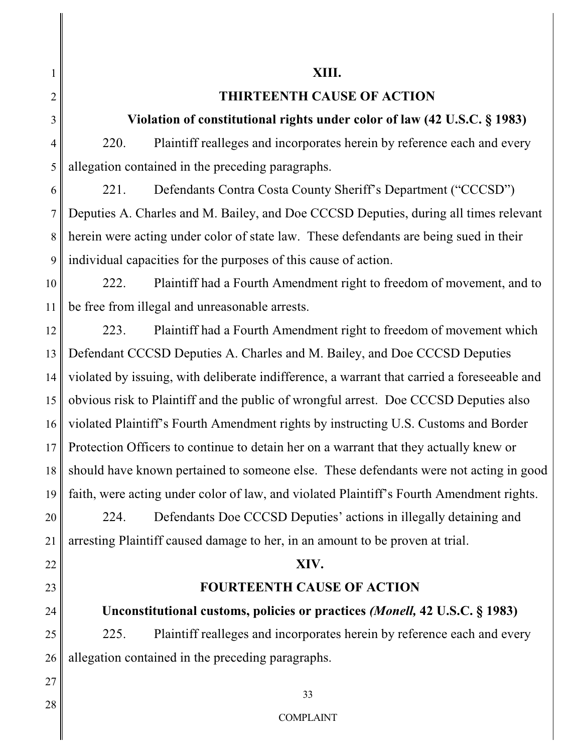## XIII.

## THIRTEENTH CAUSE OF ACTION

### Violation of constitutional rights under color of law (42 U.S.C. § 1983)

220. Plaintiff realleges and incorporates herein by reference each and every allegation contained in the preceding paragraphs.

221. Defendants Contra Costa County Sheriff's Department ("CCCSD") Deputies A. Charles and M. Bailey, and Doe CCCSD Deputies, during all times relevant herein were acting under color of state law. These defendants are being sued in their individual capacities for the purposes of this cause of action.

222. Plaintiff had a Fourth Amendment right to freedom of movement, and to be free from illegal and unreasonable arrests.

223. Plaintiff had a Fourth Amendment right to freedom of movement which Defendant CCCSD Deputies A. Charles and M. Bailey, and Doe CCCSD Deputies violated by issuing, with deliberate indifference, a warrant that carried a foreseeable and obvious risk to Plaintiff and the public of wrongful arrest. Doe CCCSD Deputies also violated Plaintiff's Fourth Amendment rights by instructing U.S. Customs and Border Protection Officers to continue to detain her on a warrant that they actually knew or should have known pertained to someone else. These defendants were not acting in good faith, were acting under color of law, and violated Plaintiff's Fourth Amendment rights.

224. Defendants Doe CCCSD Deputies' actions in illegally detaining and arresting Plaintiff caused damage to her, in an amount to be proven at trial.

## XIV.

## FOURTEENTH CAUSE OF ACTION

### Unconstitutional customs, policies or practices *(Monell,* 42 U.S.C. § 1983)

225. Plaintiff realleges and incorporates herein by reference each and every allegation contained in the preceding paragraphs.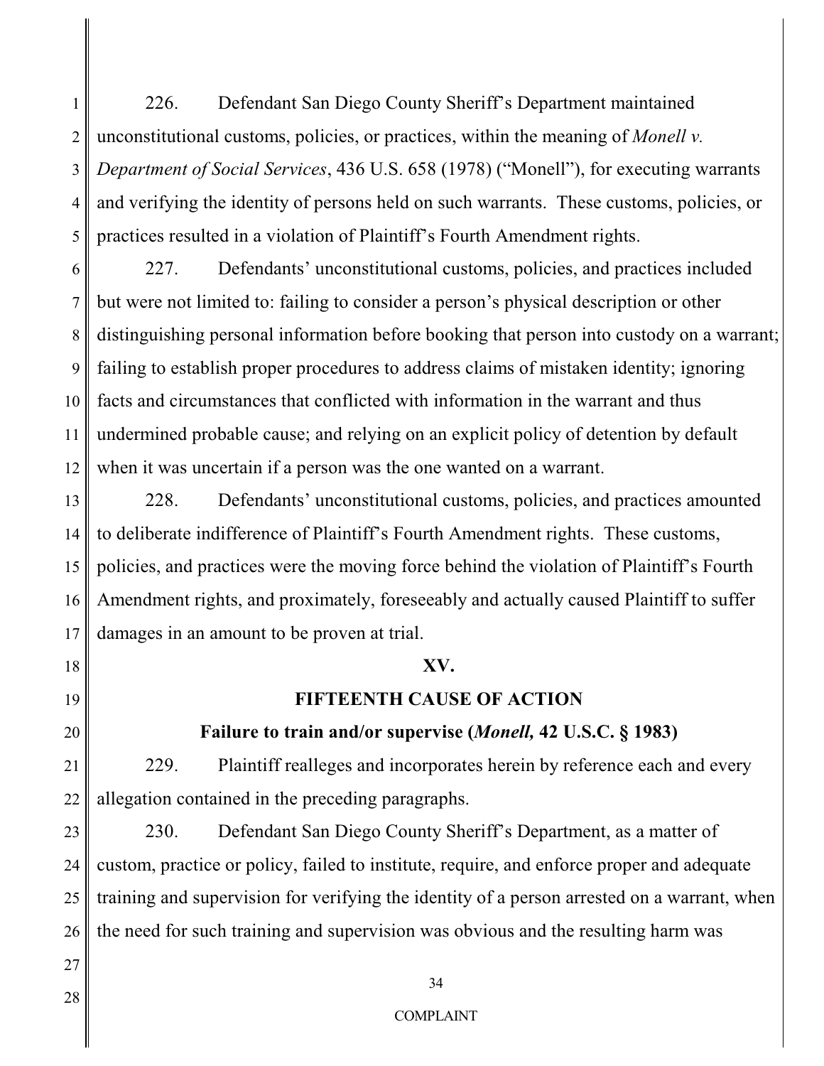226. Defendant San Diego County Sheriff's Department maintained unconstitutional customs, policies, or practices, within the meaning of *Monell v. Department of Social Services*, 436 U.S. 658 (1978) ("Monell"), for executing warrants and verifying the identity of persons held on such warrants. These customs, policies, or practices resulted in a violation of Plaintiff's Fourth Amendment rights.

227. Defendants' unconstitutional customs, policies, and practices included but were not limited to: failing to consider a person's physical description or other distinguishing personal information before booking that person into custody on a warrant; failing to establish proper procedures to address claims of mistaken identity; ignoring facts and circumstances that conflicted with information in the warrant and thus undermined probable cause; and relying on an explicit policy of detention by default when it was uncertain if a person was the one wanted on a warrant.

228. Defendants' unconstitutional customs, policies, and practices amounted to deliberate indifference of Plaintiff's Fourth Amendment rights. These customs, policies, and practices were the moving force behind the violation of Plaintiff's Fourth Amendment rights, and proximately, foreseeably and actually caused Plaintiff to suffer damages in an amount to be proven at trial.

## XV.

## FIFTEENTH CAUSE OF ACTION

### Failure to train and/or supervise (*Monell,* 42 U.S.C. § 1983)

229. Plaintiff realleges and incorporates herein by reference each and every allegation contained in the preceding paragraphs.

230. Defendant San Diego County Sheriff's Department, as a matter of custom, practice or policy, failed to institute, require, and enforce proper and adequate training and supervision for verifying the identity of a person arrested on a warrant, when the need for such training and supervision was obvious and the resulting harm was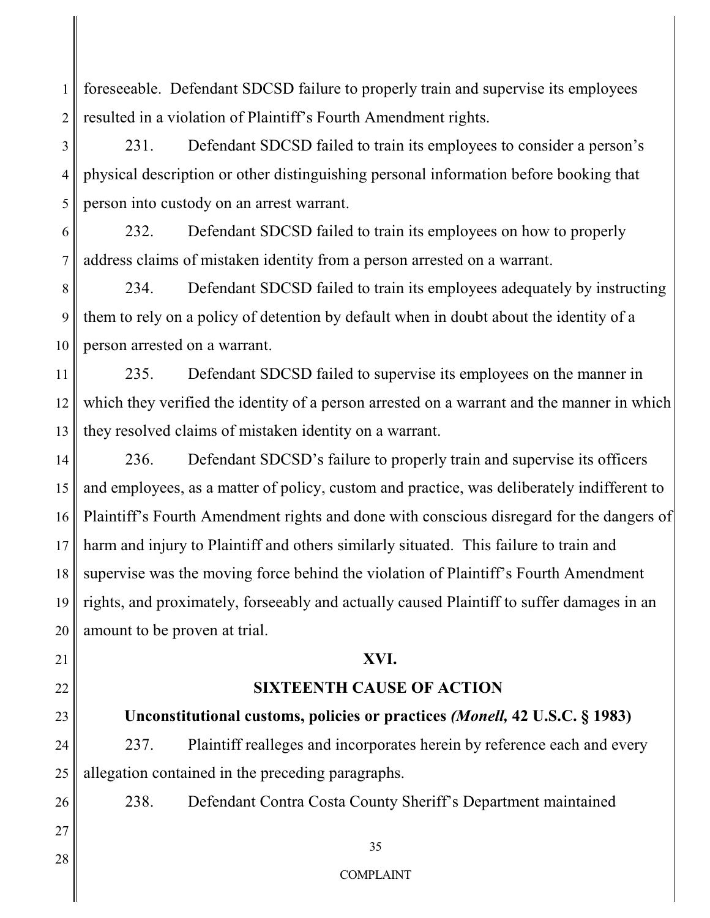foreseeable. Defendant SDCSD failure to properly train and supervise its employees resulted in a violation of Plaintiff's Fourth Amendment rights.

231. Defendant SDCSD failed to train its employees to consider a person's physical description or other distinguishing personal information before booking that person into custody on an arrest warrant.

232. Defendant SDCSD failed to train its employees on how to properly address claims of mistaken identity from a person arrested on a warrant.

234. Defendant SDCSD failed to train its employees adequately by instructing them to rely on a policy of detention by default when in doubt about the identity of a person arrested on a warrant.

235. Defendant SDCSD failed to supervise its employees on the manner in which they verified the identity of a person arrested on a warrant and the manner in which they resolved claims of mistaken identity on a warrant.

236. Defendant SDCSD's failure to properly train and supervise its officers and employees, as a matter of policy, custom and practice, was deliberately indifferent to Plaintiff's Fourth Amendment rights and done with conscious disregard for the dangers of harm and injury to Plaintiff and others similarly situated. This failure to train and supervise was the moving force behind the violation of Plaintiff's Fourth Amendment rights, and proximately, forseeably and actually caused Plaintiff to suffer damages in an amount to be proven at trial.

## XVI.

## SIXTEENTH CAUSE OF ACTION

### Unconstitutional customs, policies or practices *(Monell,* 42 U.S.C. § 1983)

237. Plaintiff realleges and incorporates herein by reference each and every allegation contained in the preceding paragraphs.

238. Defendant Contra Costa County Sheriff's Department maintained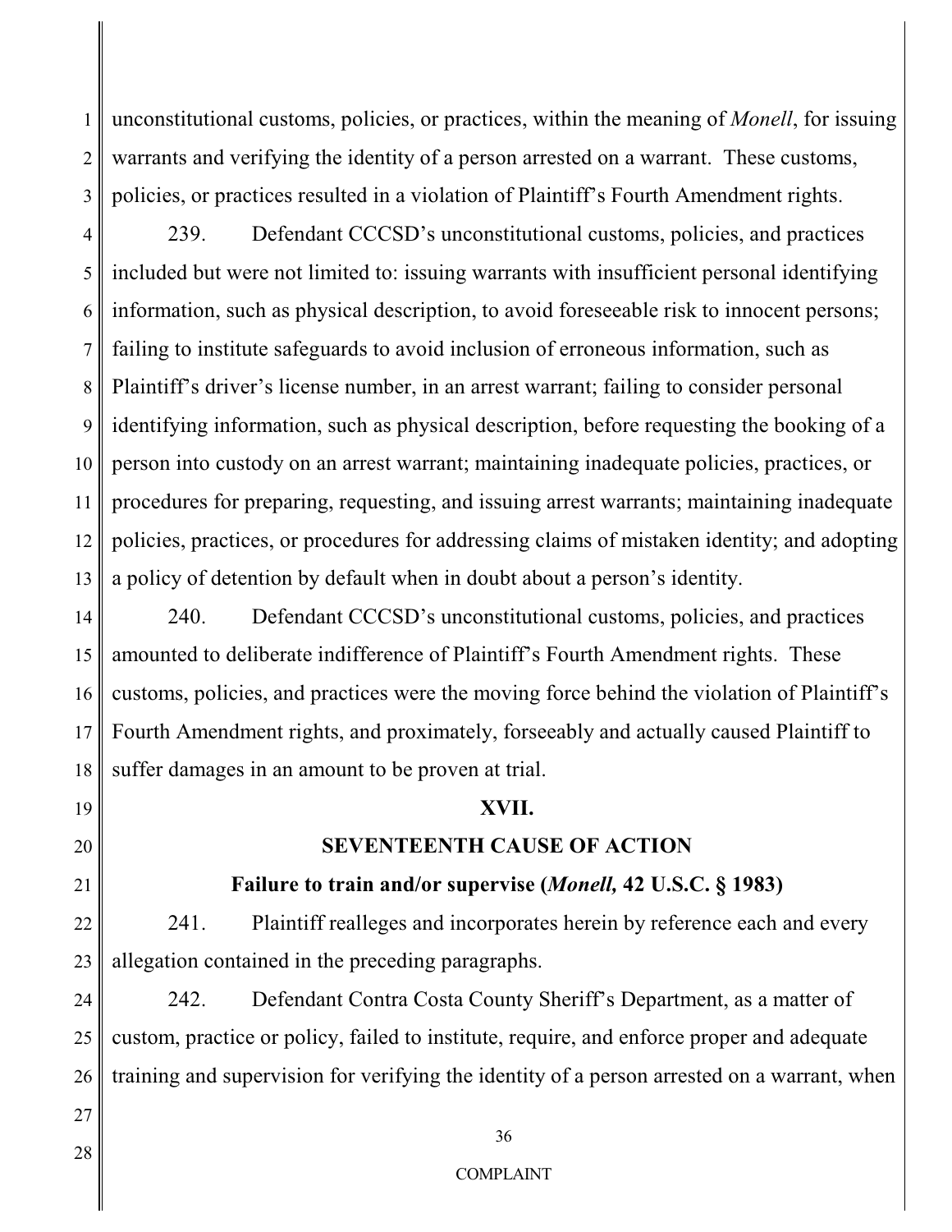unconstitutional customs, policies, or practices, within the meaning of *Monell*, for issuing warrants and verifying the identity of a person arrested on a warrant. These customs, policies, or practices resulted in a violation of Plaintiff's Fourth Amendment rights.

239. Defendant CCCSD's unconstitutional customs, policies, and practices included but were not limited to: issuing warrants with insufficient personal identifying information, such as physical description, to avoid foreseeable risk to innocent persons; failing to institute safeguards to avoid inclusion of erroneous information, such as Plaintiff's driver's license number, in an arrest warrant; failing to consider personal identifying information, such as physical description, before requesting the booking of a person into custody on an arrest warrant; maintaining inadequate policies, practices, or procedures for preparing, requesting, and issuing arrest warrants; maintaining inadequate policies, practices, or procedures for addressing claims of mistaken identity; and adopting a policy of detention by default when in doubt about a person's identity.

240. Defendant CCCSD's unconstitutional customs, policies, and practices amounted to deliberate indifference of Plaintiff's Fourth Amendment rights. These customs, policies, and practices were the moving force behind the violation of Plaintiff's Fourth Amendment rights, and proximately, forseeably and actually caused Plaintiff to suffer damages in an amount to be proven at trial.

## XVII.

## SEVENTEENTH CAUSE OF ACTION

### Failure to train and/or supervise (*Monell,* 42 U.S.C. § 1983)

241. Plaintiff realleges and incorporates herein by reference each and every allegation contained in the preceding paragraphs.

242. Defendant Contra Costa County Sheriff's Department, as a matter of custom, practice or policy, failed to institute, require, and enforce proper and adequate training and supervision for verifying the identity of a person arrested on a warrant, when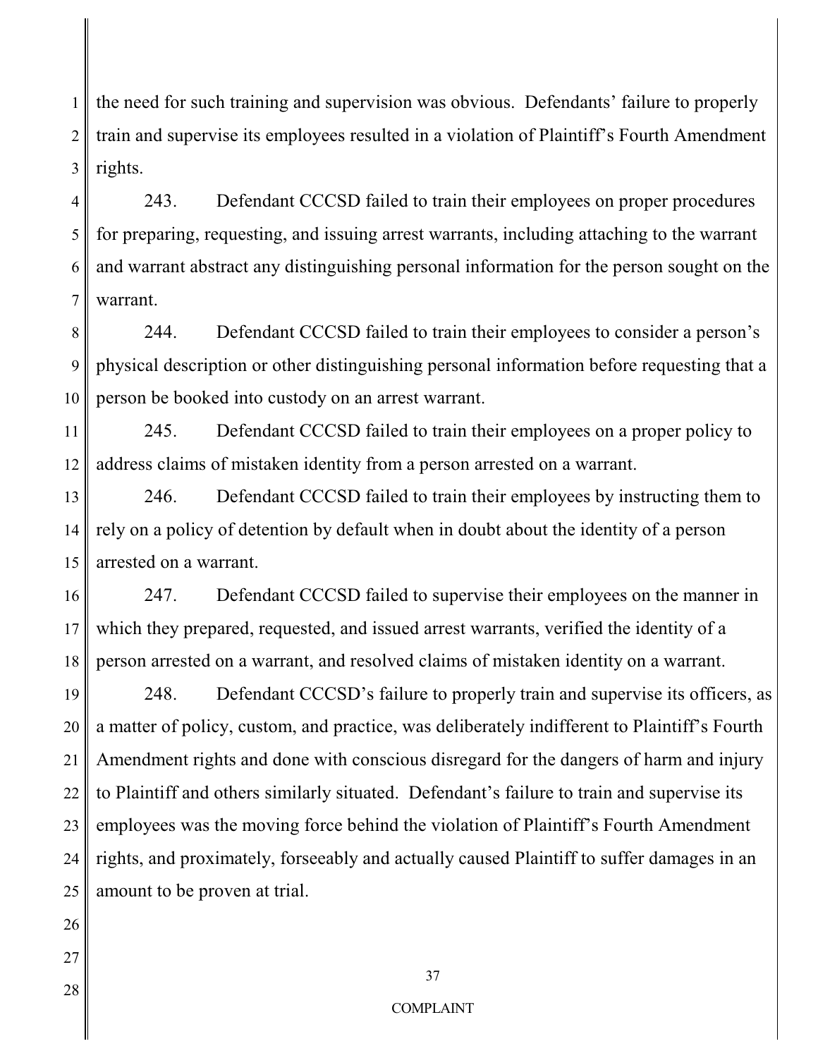the need for such training and supervision was obvious. Defendants' failure to properly train and supervise its employees resulted in a violation of Plaintiff's Fourth Amendment rights.

243. Defendant CCCSD failed to train their employees on proper procedures for preparing, requesting, and issuing arrest warrants, including attaching to the warrant and warrant abstract any distinguishing personal information for the person sought on the warrant.

244. Defendant CCCSD failed to train their employees to consider a person's physical description or other distinguishing personal information before requesting that a person be booked into custody on an arrest warrant.

245. Defendant CCCSD failed to train their employees on a proper policy to address claims of mistaken identity from a person arrested on a warrant.

246. Defendant CCCSD failed to train their employees by instructing them to rely on a policy of detention by default when in doubt about the identity of a person arrested on a warrant.

247. Defendant CCCSD failed to supervise their employees on the manner in which they prepared, requested, and issued arrest warrants, verified the identity of a person arrested on a warrant, and resolved claims of mistaken identity on a warrant.

248. Defendant CCCSD's failure to properly train and supervise its officers, as a matter of policy, custom, and practice, was deliberately indifferent to Plaintiff's Fourth Amendment rights and done with conscious disregard for the dangers of harm and injury to Plaintiff and others similarly situated. Defendant's failure to train and supervise its employees was the moving force behind the violation of Plaintiff's Fourth Amendment rights, and proximately, forseeably and actually caused Plaintiff to suffer damages in an amount to be proven at trial.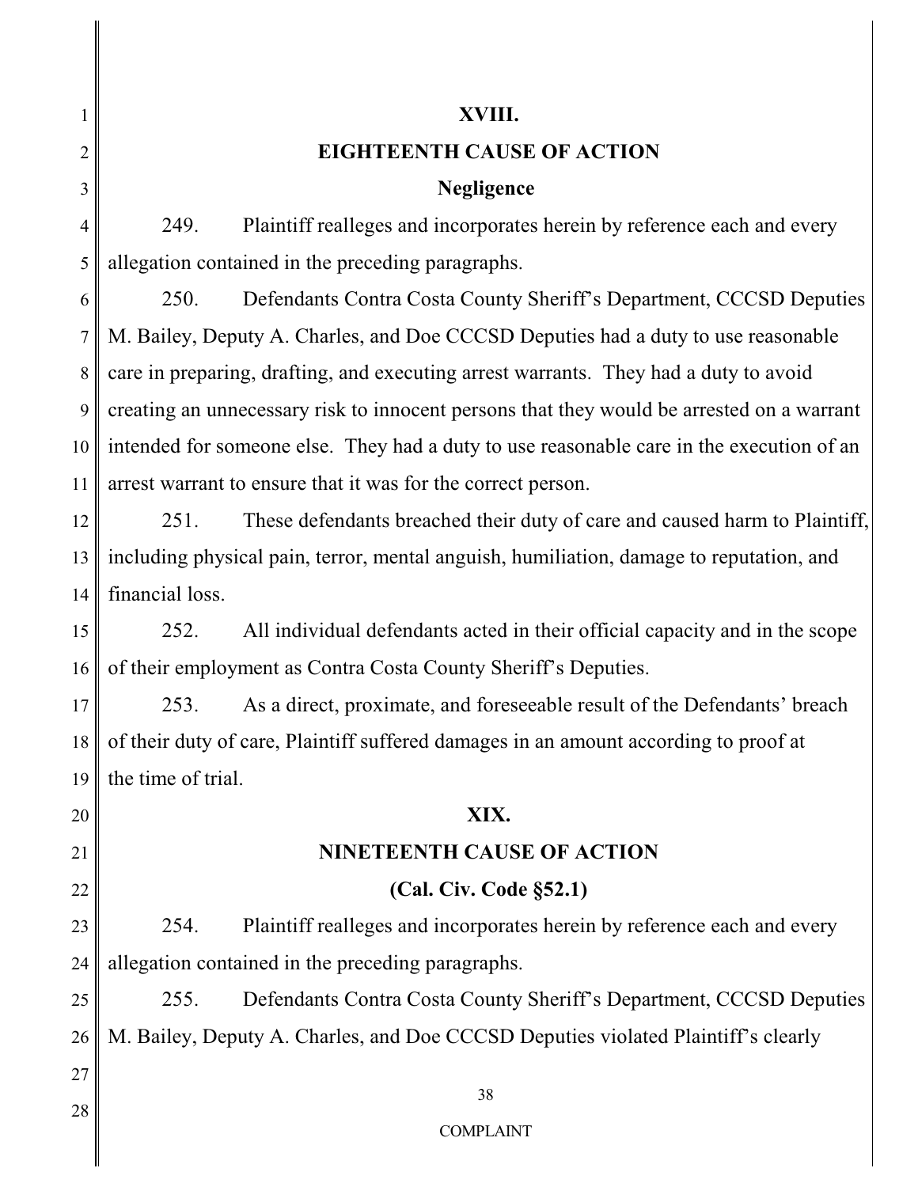**XVIII.**

**EIGHTEENTH CAUSE OF ACTION**

**Negligence**

249. Plaintiff realleges and incorporates herein by reference each and every allegation contained in the preceding paragraphs.

250. Defendants Contra Costa County Sheriff's Department, CCCSD Deputies M. Bailey, Deputy A. Charles, and Doe CCCSD Deputies had a duty to use reasonable care in preparing, drafting, and executing arrest warrants. They had a duty to avoid creating an unnecessary risk to innocent persons that they would be arrested on a warrant intended for someone else. They had a duty to use reasonable care in the execution of an arrest warrant to ensure that it was for the correct person.

251. These defendants breached their duty of care and caused harm to Plaintiff, including physical pain, terror, mental anguish, humiliation, damage to reputation, and financial loss.

252. All individual defendants acted in their official capacity and in the scope of their employment as Contra Costa County Sheriff's Deputies.

253. As a direct, proximate, and foreseeable result of the Defendants' breach of their duty of care, Plaintiff suffered damages in an amount according to proof at the time of trial.

**XIX.**

**NINETEENTH CAUSE OF ACTION**

**(Cal. Civ. Code §52.1)**

254. Plaintiff realleges and incorporates herein by reference each and every allegation contained in the preceding paragraphs.

255. Defendants Contra Costa County Sheriff's Department, CCCSD Deputies M. Bailey, Deputy A. Charles, and Doe CCCSD Deputies violated Plaintiff's clearly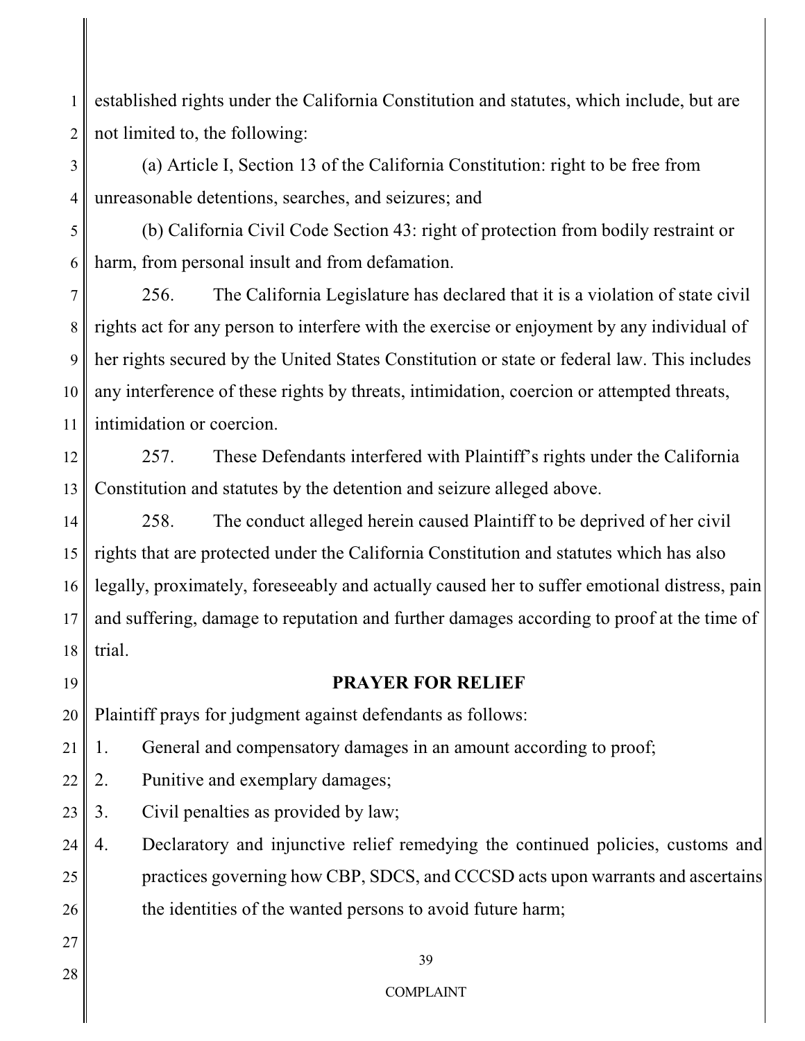established rights under the California Constitution and statutes, which include, but are not limited to, the following:

(a) Article I, Section 13 of the California Constitution: right to be free from unreasonable detentions, searches, and seizures; and

(b) California Civil Code Section 43: right of protection from bodily restraint or harm, from personal insult and from defamation.

256. The California Legislature has declared that it is a violation of state civil rights act for any person to interfere with the exercise or enjoyment by any individual of her rights secured by the United States Constitution or state or federal law. This includes any interference of these rights by threats, intimidation, coercion or attempted threats, intimidation or coercion.

257. These Defendants interfered with Plaintiff's rights under the California Constitution and statutes by the detention and seizure alleged above.

258. The conduct alleged herein caused Plaintiff to be deprived of her civil rights that are protected under the California Constitution and statutes which has also legally, proximately, foreseeably and actually caused her to suffer emotional distress, pain and suffering, damage to reputation and further damages according to proof at the time of trial.

## PRAYER FOR RELIEF

Plaintiff prays for judgment against defendants as follows:

1. General and compensatory damages in an amount according to proof;
2. Punitive and exemplary damages;
3. Civil penalties as provided by law;
4. Declaratory and injunctive relief remedying the continued policies, customs and practices governing how CBP, SDCS, and CCCSD acts upon warrants and ascertains the identities of the wanted persons to avoid future harm;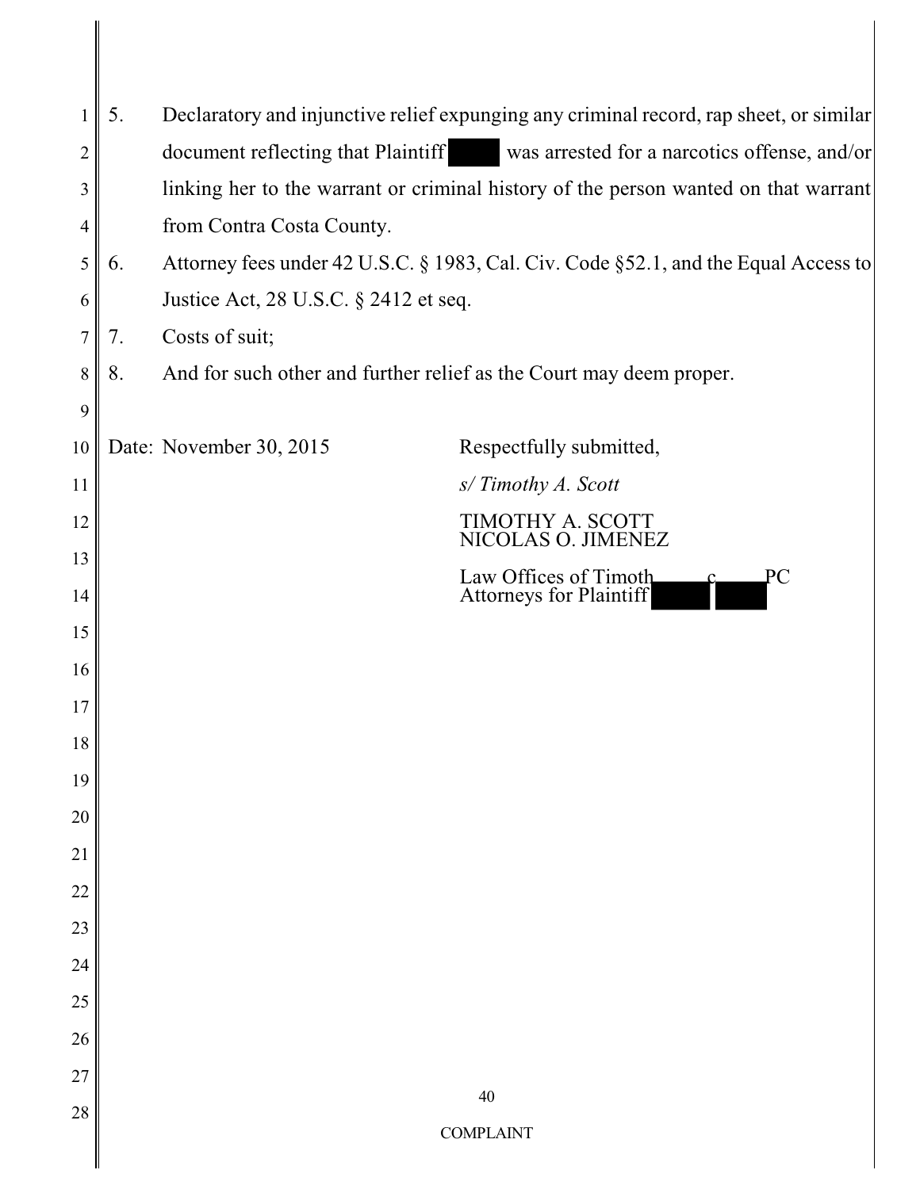5. Declaratory and injunctive relief expunging any criminal record, rap sheet, or similar document reflecting that Plaintiff [REDACTED] was arrested for a narcotics offense, and/or linking her to the warrant or criminal history of the person wanted on that warrant from Contra Costa County.
6. Attorney fees under 42 U.S.C. § 1983, Cal. Civ. Code §52.1, and the Equal Access to Justice Act, 28 U.S.C. § 2412 et seq.
7. Costs of suit;
8. And for such other and further relief as the Court may deem proper.

Date: November 30, 2015

Respectfully submitted,

*s/ Timothy A. Scott*

TIMOTHY A. SCOTT
NICOLAS O. JIMENEZ

Law Offices of Timoth[REDACTED]c[REDACTED]PC
Attorneys for Plaintiff [REDACTED] [REDACTED]

COMPLAINT